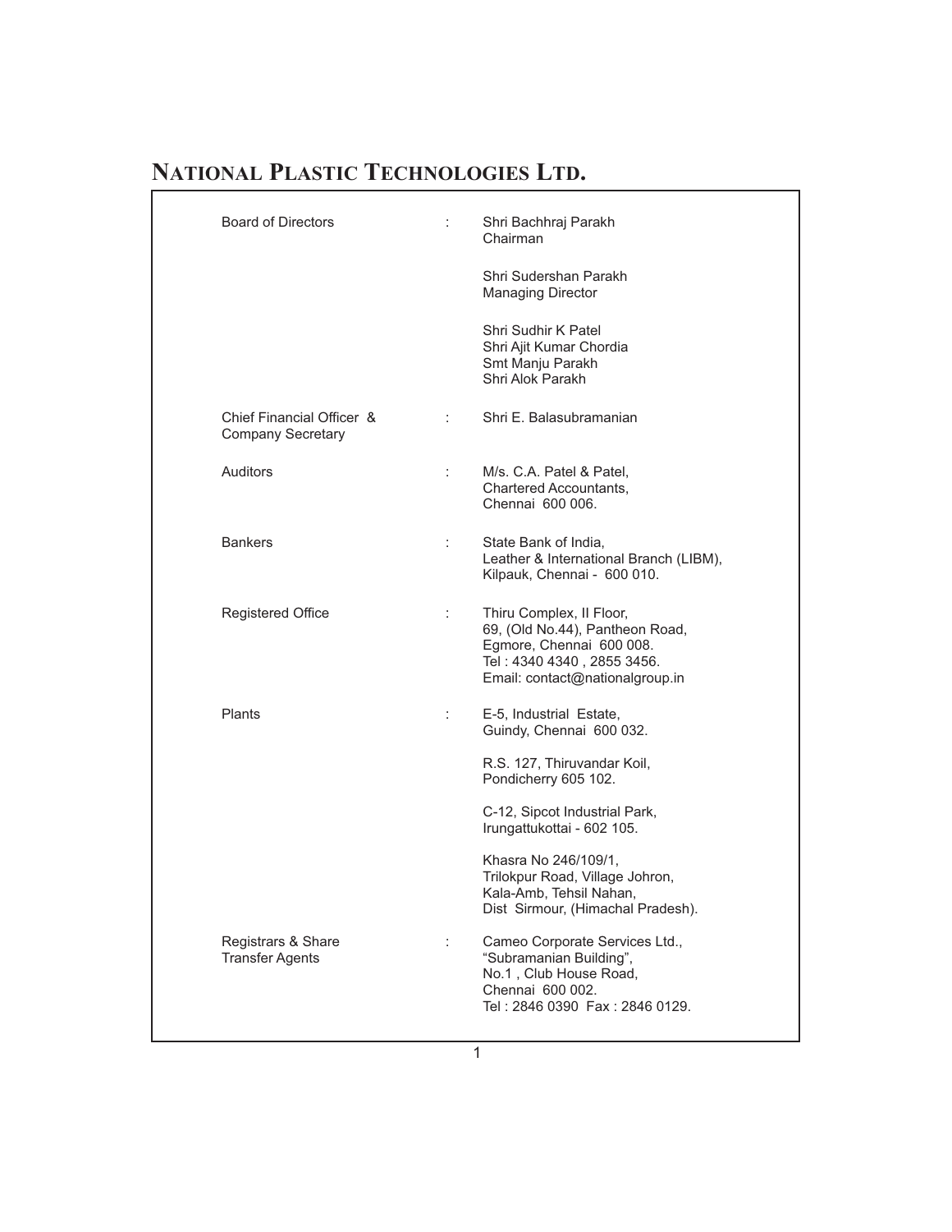# NATIONAL PLASTIC TECHNOLOGIES LTD.

| | | |
|---|---|---|
| Board of Directors | : | Shri Bachhraj Parakh<br>Chairman<br><br>Shri Sudershan Parakh<br>Managing Director<br><br>Shri Sudhir K Patel<br>Shri Ajit Kumar Chordia<br>Smt Manju Parakh<br>Shri Alok Parakh |
| Chief Financial Officer & Company Secretary | : | Shri E. Balasubramanian |
| Auditors | : | M/s. C.A. Patel & Patel,<br>Chartered Accountants,<br>Chennai 600 006. |
| Bankers | : | State Bank of India,<br>Leather & International Branch (LIBM),<br>Kilpauk, Chennai - 600 010. |
| Registered Office | : | Thiru Complex, II Floor,<br>69, (Old No.44), Pantheon Road,<br>Egmore, Chennai 600 008.<br>Tel : 4340 4340 , 2855 3456.<br>Email: contact@nationalgroup.in |
| Plants | : | E-5, Industrial Estate,<br>Guindy, Chennai 600 032.<br><br>R.S. 127, Thiruvandar Koil,<br>Pondicherry 605 102.<br><br>C-12, Sipcot Industrial Park,<br>Irungattukottai - 602 105.<br><br>Khasra No 246/109/1,<br>Trilokpur Road, Village Johron,<br>Kala-Amb, Tehsil Nahan,<br>Dist Sirmour, (Himachal Pradesh). |
| Registrars & Share Transfer Agents | : | Cameo Corporate Services Ltd.,<br>"Subramanian Building",<br>No.1 , Club House Road,<br>Chennai 600 002.<br>Tel : 2846 0390 Fax : 2846 0129. |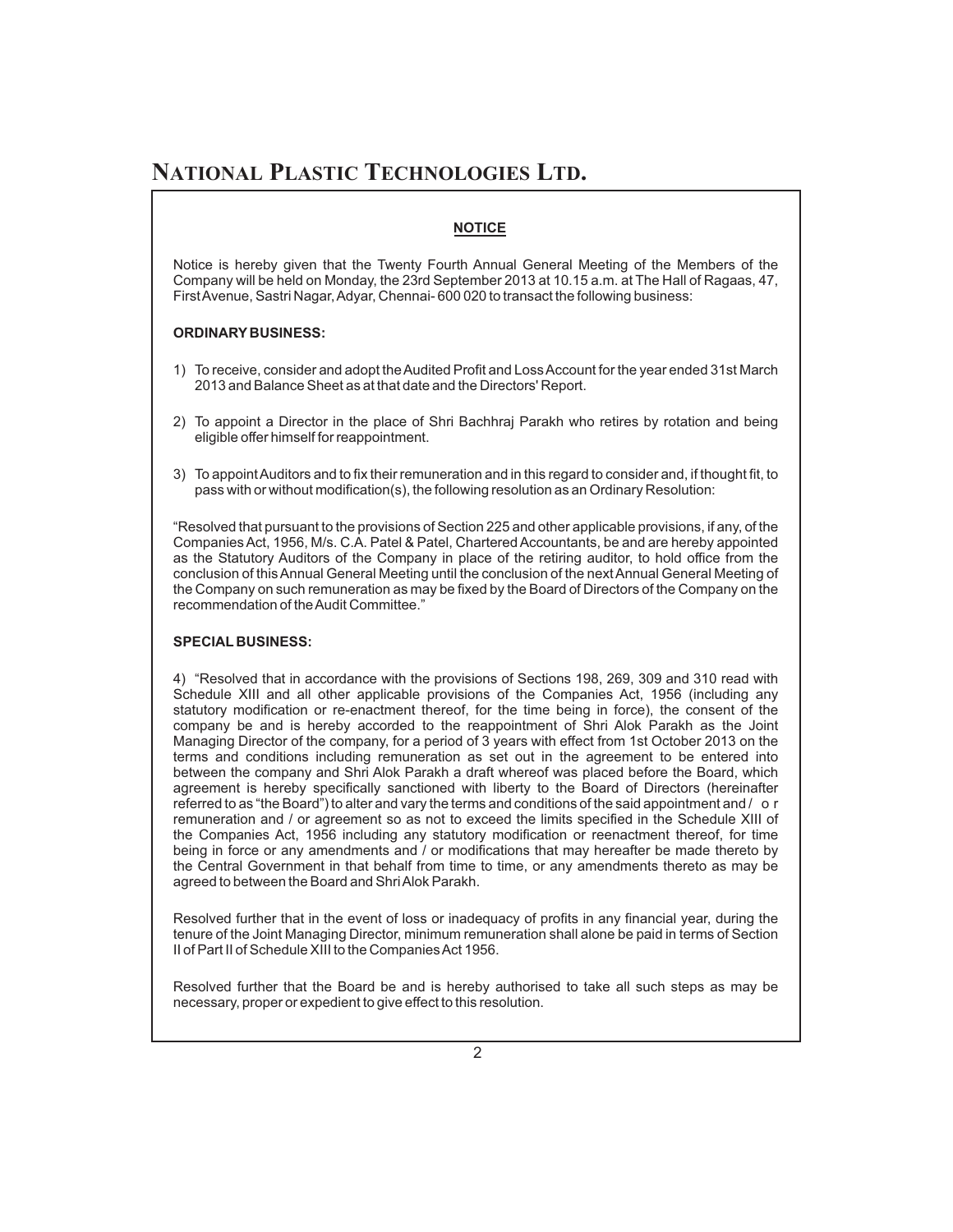**NOTICE**

Notice is hereby given that the Twenty Fourth Annual General Meeting of the Members of the Company will be held on Monday, the 23rd September 2013 at 10.15 a.m. at The Hall of Ragaas, 47, First Avenue, Sastri Nagar, Adyar, Chennai- 600 020 to transact the following business:

**ORDINARY BUSINESS:**

1) To receive, consider and adopt the Audited Profit and Loss Account for the year ended 31st March 2013 and Balance Sheet as at that date and the Directors' Report.

2) To appoint a Director in the place of Shri Bachhraj Parakh who retires by rotation and being eligible offer himself for reappointment.

3) To appoint Auditors and to fix their remuneration and in this regard to consider and, if thought fit, to pass with or without modification(s), the following resolution as an Ordinary Resolution:

"Resolved that pursuant to the provisions of Section 225 and other applicable provisions, if any, of the Companies Act, 1956, M/s. C.A. Patel & Patel, Chartered Accountants, be and are hereby appointed as the Statutory Auditors of the Company in place of the retiring auditor, to hold office from the conclusion of this Annual General Meeting until the conclusion of the next Annual General Meeting of the Company on such remuneration as may be fixed by the Board of Directors of the Company on the recommendation of the Audit Committee."

**SPECIAL BUSINESS:**

4) "Resolved that in accordance with the provisions of Sections 198, 269, 309 and 310 read with Schedule XIII and all other applicable provisions of the Companies Act, 1956 (including any statutory modification or re-enactment thereof, for the time being in force), the consent of the company be and is hereby accorded to the reappointment of Shri Alok Parakh as the Joint Managing Director of the company, for a period of 3 years with effect from 1st October 2013 on the terms and conditions including remuneration as set out in the agreement to be entered into between the company and Shri Alok Parakh a draft whereof was placed before the Board, which agreement is hereby specifically sanctioned with liberty to the Board of Directors (hereinafter referred to as "the Board") to alter and vary the terms and conditions of the said appointment and / or remuneration and / or agreement so as not to exceed the limits specified in the Schedule XIII of the Companies Act, 1956 including any statutory modification or reenactment thereof, for time being in force or any amendments and / or modifications that may hereafter be made thereto by the Central Government in that behalf from time to time, or any amendments thereto as may be agreed to between the Board and Shri Alok Parakh.

Resolved further that in the event of loss or inadequacy of profits in any financial year, during the tenure of the Joint Managing Director, minimum remuneration shall alone be paid in terms of Section II of Part II of Schedule XIII to the Companies Act 1956.

Resolved further that the Board be and is hereby authorised to take all such steps as may be necessary, proper or expedient to give effect to this resolution.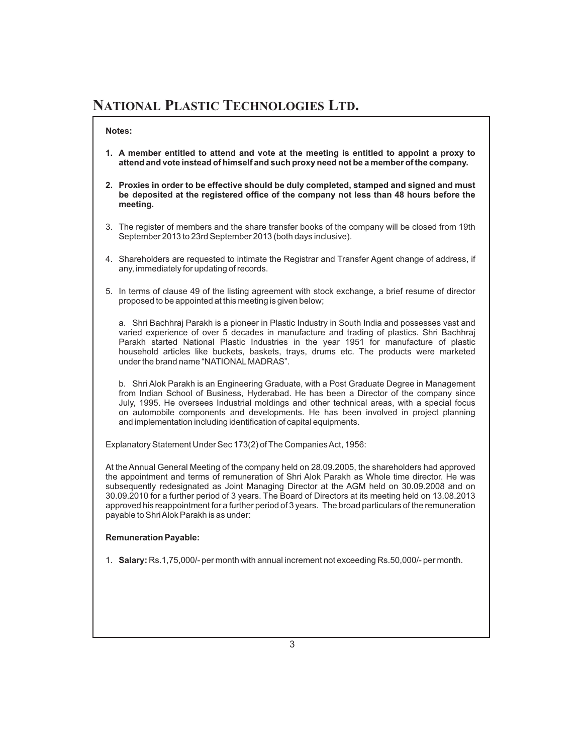**Notes:**

1. **A member entitled to attend and vote at the meeting is entitled to appoint a proxy to attend and vote instead of himself and such proxy need not be a member of the company.**

2. **Proxies in order to be effective should be duly completed, stamped and signed and must be deposited at the registered office of the company not less than 48 hours before the meeting.**

3. The register of members and the share transfer books of the company will be closed from 19th September 2013 to 23rd September 2013 (both days inclusive).

4. Shareholders are requested to intimate the Registrar and Transfer Agent change of address, if any, immediately for updating of records.

5. In terms of clause 49 of the listing agreement with stock exchange, a brief resume of director proposed to be appointed at this meeting is given below;

   a. Shri Bachhraj Parakh is a pioneer in Plastic Industry in South India and possesses vast and varied experience of over 5 decades in manufacture and trading of plastics. Shri Bachhraj Parakh started National Plastic Industries in the year 1951 for manufacture of plastic household articles like buckets, baskets, trays, drums etc. The products were marketed under the brand name "NATIONAL MADRAS".

   b. Shri Alok Parakh is an Engineering Graduate, with a Post Graduate Degree in Management from Indian School of Business, Hyderabad. He has been a Director of the company since July, 1995. He oversees Industrial moldings and other technical areas, with a special focus on automobile components and developments. He has been involved in project planning and implementation including identification of capital equipments.

Explanatory Statement Under Sec 173(2) of The Companies Act, 1956:

At the Annual General Meeting of the company held on 28.09.2005, the shareholders had approved the appointment and terms of remuneration of Shri Alok Parakh as Whole time director. He was subsequently redesignated as Joint Managing Director at the AGM held on 30.09.2008 and on 30.09.2010 for a further period of 3 years. The Board of Directors at its meeting held on 13.08.2013 approved his reappointment for a further period of 3 years. The broad particulars of the remuneration payable to Shri Alok Parakh is as under:

**Remuneration Payable:**

1. **Salary:** Rs.1,75,000/- per month with annual increment not exceeding Rs.50,000/- per month.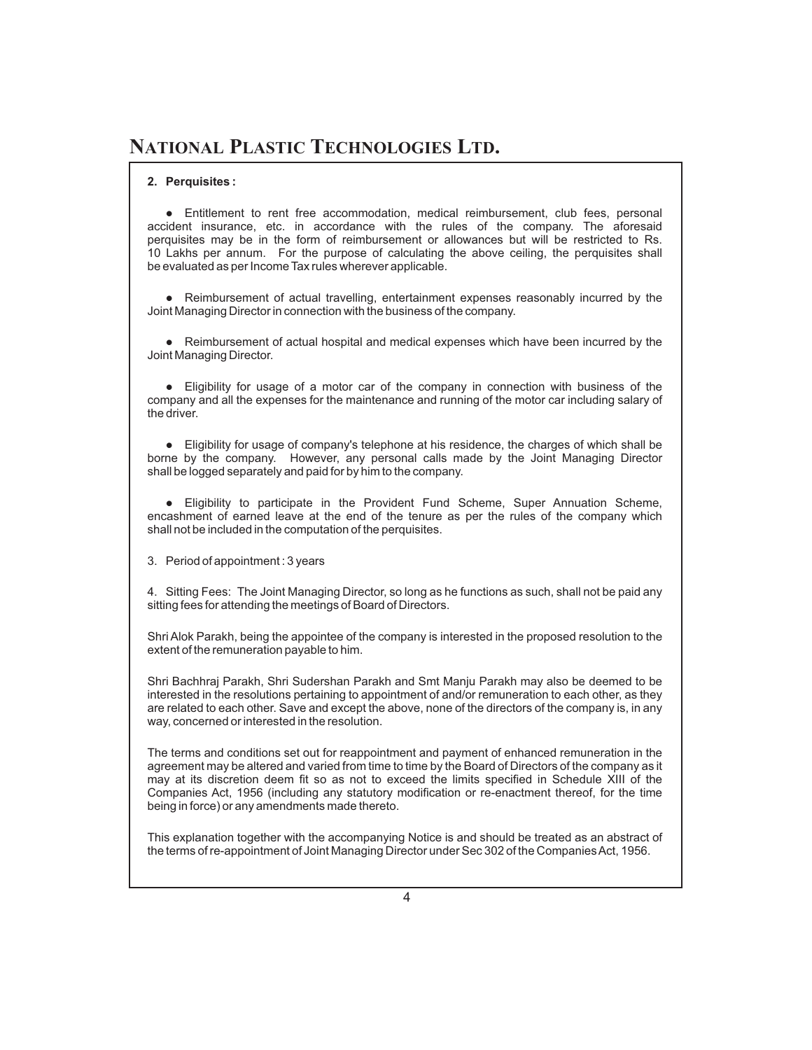**2. Perquisites :**

- Entitlement to rent free accommodation, medical reimbursement, club fees, personal accident insurance, etc. in accordance with the rules of the company. The aforesaid perquisites may be in the form of reimbursement or allowances but will be restricted to Rs. 10 Lakhs per annum. For the purpose of calculating the above ceiling, the perquisites shall be evaluated as per Income Tax rules wherever applicable.

- Reimbursement of actual travelling, entertainment expenses reasonably incurred by the Joint Managing Director in connection with the business of the company.

- Reimbursement of actual hospital and medical expenses which have been incurred by the Joint Managing Director.

- Eligibility for usage of a motor car of the company in connection with business of the company and all the expenses for the maintenance and running of the motor car including salary of the driver.

- Eligibility for usage of company's telephone at his residence, the charges of which shall be borne by the company. However, any personal calls made by the Joint Managing Director shall be logged separately and paid for by him to the company.

- Eligibility to participate in the Provident Fund Scheme, Super Annuation Scheme, encashment of earned leave at the end of the tenure as per the rules of the company which shall not be included in the computation of the perquisites.

3. Period of appointment : 3 years

4. Sitting Fees: The Joint Managing Director, so long as he functions as such, shall not be paid any sitting fees for attending the meetings of Board of Directors.

Shri Alok Parakh, being the appointee of the company is interested in the proposed resolution to the extent of the remuneration payable to him.

Shri Bachhraj Parakh, Shri Sudershan Parakh and Smt Manju Parakh may also be deemed to be interested in the resolutions pertaining to appointment of and/or remuneration to each other, as they are related to each other. Save and except the above, none of the directors of the company is, in any way, concerned or interested in the resolution.

The terms and conditions set out for reappointment and payment of enhanced remuneration in the agreement may be altered and varied from time to time by the Board of Directors of the company as it may at its discretion deem fit so as not to exceed the limits specified in Schedule XIII of the Companies Act, 1956 (including any statutory modification or re-enactment thereof, for the time being in force) or any amendments made thereto.

This explanation together with the accompanying Notice is and should be treated as an abstract of the terms of re-appointment of Joint Managing Director under Sec 302 of the Companies Act, 1956.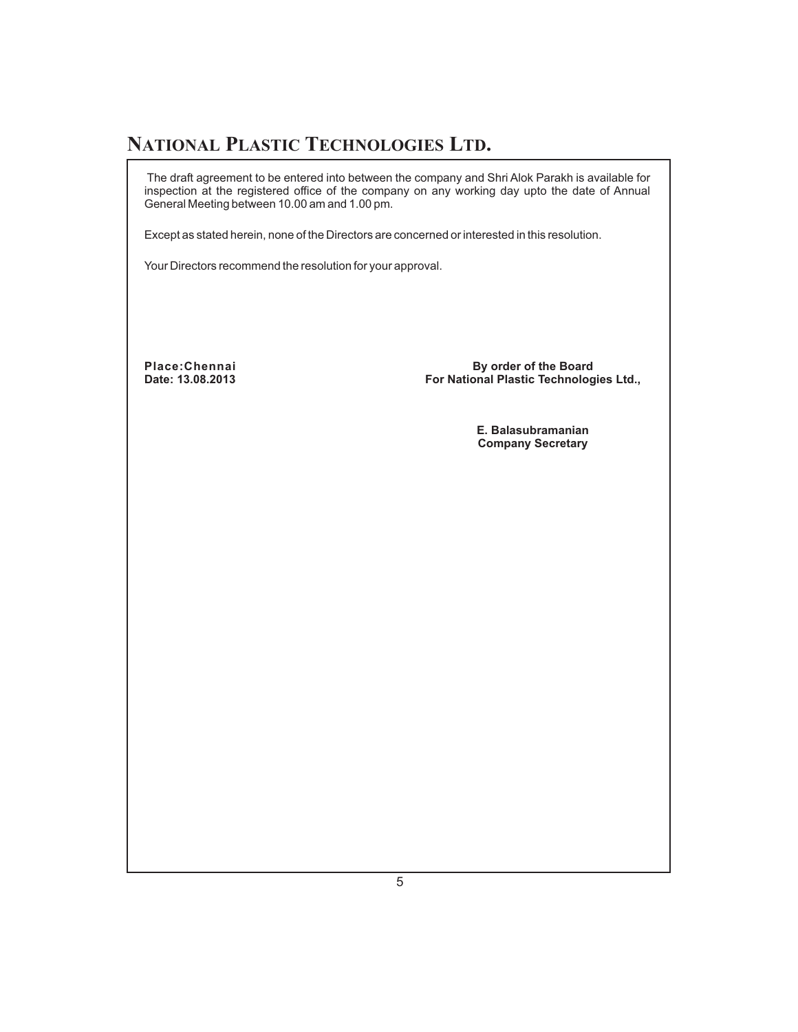The draft agreement to be entered into between the company and Shri Alok Parakh is available for inspection at the registered office of the company on any working day upto the date of Annual General Meeting between 10.00 am and 1.00 pm.

Except as stated herein, none of the Directors are concerned or interested in this resolution.

Your Directors recommend the resolution for your approval.

**Place:Chennai**
**Date: 13.08.2013**

**By order of the Board**
**For National Plastic Technologies Ltd.,**

**E. Balasubramanian**
**Company Secretary**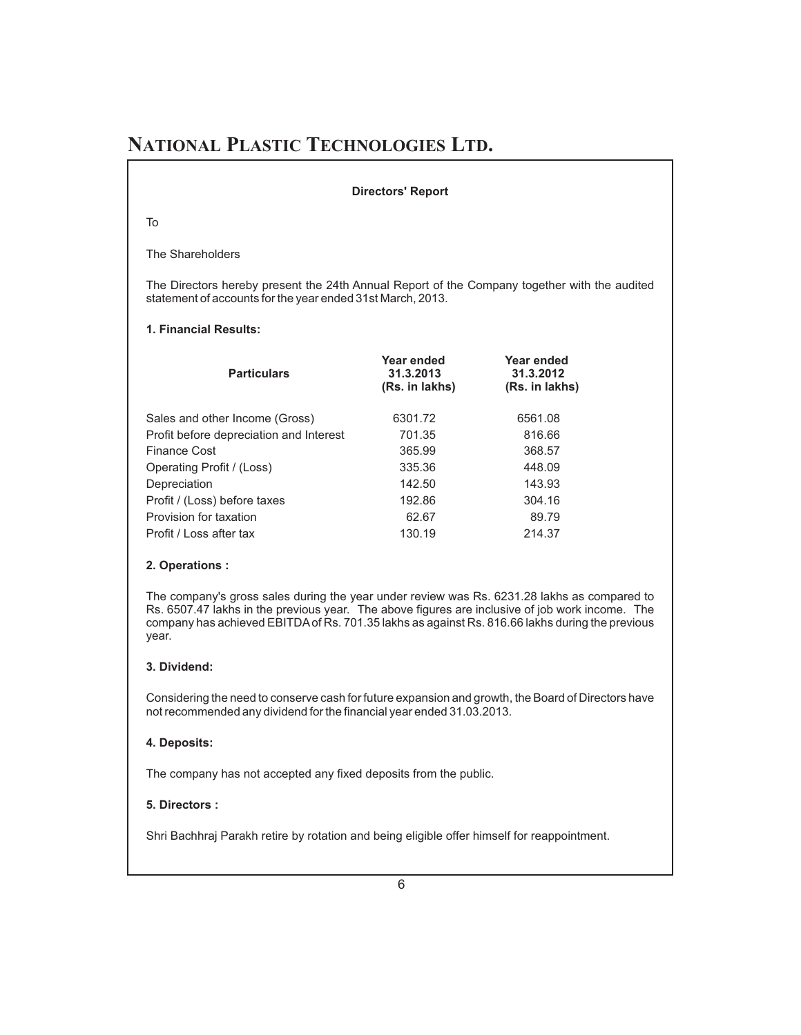# NATIONAL PLASTIC TECHNOLOGIES LTD.

## Directors' Report

To

The Shareholders

The Directors hereby present the 24th Annual Report of the Company together with the audited statement of accounts for the year ended 31st March, 2013.

### 1. Financial Results:

| Particulars | Year ended 31.3.2013 (Rs. in lakhs) | Year ended 31.3.2012 (Rs. in lakhs) |
|---|---|---|
| Sales and other Income (Gross) | 6301.72 | 6561.08 |
| Profit before depreciation and Interest | 701.35 | 816.66 |
| Finance Cost | 365.99 | 368.57 |
| Operating Profit / (Loss) | 335.36 | 448.09 |
| Depreciation | 142.50 | 143.93 |
| Profit / (Loss) before taxes | 192.86 | 304.16 |
| Provision for taxation | 62.67 | 89.79 |
| Profit / Loss after tax | 130.19 | 214.37 |

### 2. Operations :

The company's gross sales during the year under review was Rs. 6231.28 lakhs as compared to Rs. 6507.47 lakhs in the previous year. The above figures are inclusive of job work income. The company has achieved EBITDA of Rs. 701.35 lakhs as against Rs. 816.66 lakhs during the previous year.

### 3. Dividend:

Considering the need to conserve cash for future expansion and growth, the Board of Directors have not recommended any dividend for the financial year ended 31.03.2013.

### 4. Deposits:

The company has not accepted any fixed deposits from the public.

### 5. Directors :

Shri Bachhraj Parakh retire by rotation and being eligible offer himself for reappointment.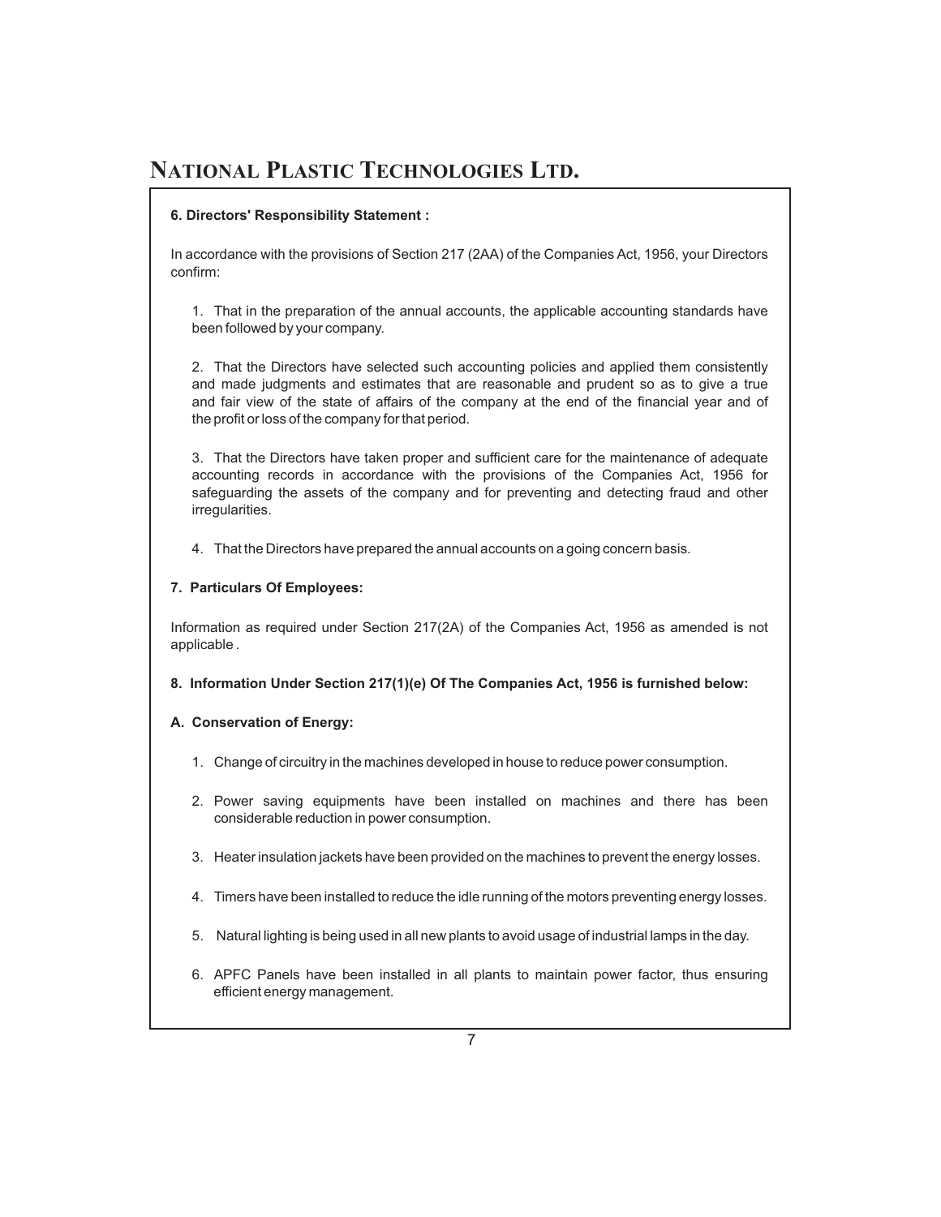#### 6. Directors' Responsibility Statement :

In accordance with the provisions of Section 217 (2AA) of the Companies Act, 1956, your Directors confirm:

1. That in the preparation of the annual accounts, the applicable accounting standards have been followed by your company.

2. That the Directors have selected such accounting policies and applied them consistently and made judgments and estimates that are reasonable and prudent so as to give a true and fair view of the state of affairs of the company at the end of the financial year and of the profit or loss of the company for that period.

3. That the Directors have taken proper and sufficient care for the maintenance of adequate accounting records in accordance with the provisions of the Companies Act, 1956 for safeguarding the assets of the company and for preventing and detecting fraud and other irregularities.

4. That the Directors have prepared the annual accounts on a going concern basis.

#### 7. Particulars Of Employees:

Information as required under Section 217(2A) of the Companies Act, 1956 as amended is not applicable .

#### 8. Information Under Section 217(1)(e) Of The Companies Act, 1956 is furnished below:

#### A. Conservation of Energy:

1. Change of circuitry in the machines developed in house to reduce power consumption.

2. Power saving equipments have been installed on machines and there has been considerable reduction in power consumption.

3. Heater insulation jackets have been provided on the machines to prevent the energy losses.

4. Timers have been installed to reduce the idle running of the motors preventing energy losses.

5. Natural lighting is being used in all new plants to avoid usage of industrial lamps in the day.

6. APFC Panels have been installed in all plants to maintain power factor, thus ensuring efficient energy management.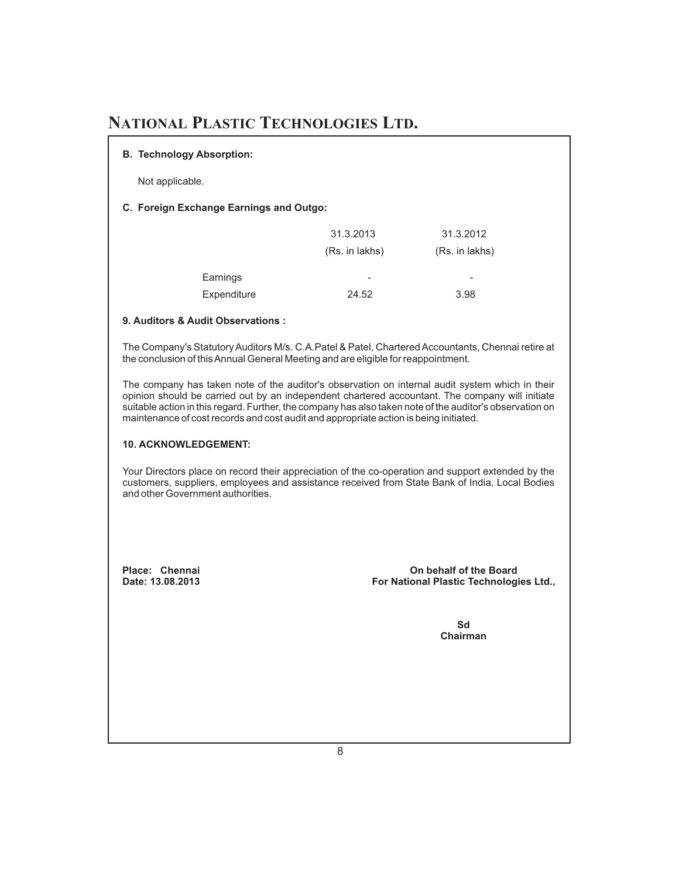**B. Technology Absorption:**

Not applicable.

**C. Foreign Exchange Earnings and Outgo:**

| | 31.3.2013 (Rs. in lakhs) | 31.3.2012 (Rs. in lakhs) |
|---|---|---|
| Earnings | - | - |
| Expenditure | 24.52 | 3.98 |

**9. Auditors & Audit Observations :**

The Company's Statutory Auditors M/s. C.A.Patel & Patel, Chartered Accountants, Chennai retire at the conclusion of this Annual General Meeting and are eligible for reappointment.

The company has taken note of the auditor's observation on internal audit system which in their opinion should be carried out by an independent chartered accountant. The company will initiate suitable action in this regard. Further, the company has also taken note of the auditor's observation on maintenance of cost records and cost audit and appropriate action is being initiated.

**10. ACKNOWLEDGEMENT:**

Your Directors place on record their appreciation of the co-operation and support extended by the customers, suppliers, employees and assistance received from State Bank of India, Local Bodies and other Government authorities.

**Place: Chennai**
**Date: 13.08.2013**

**On behalf of the Board**
**For National Plastic Technologies Ltd.,**

**Sd**
**Chairman**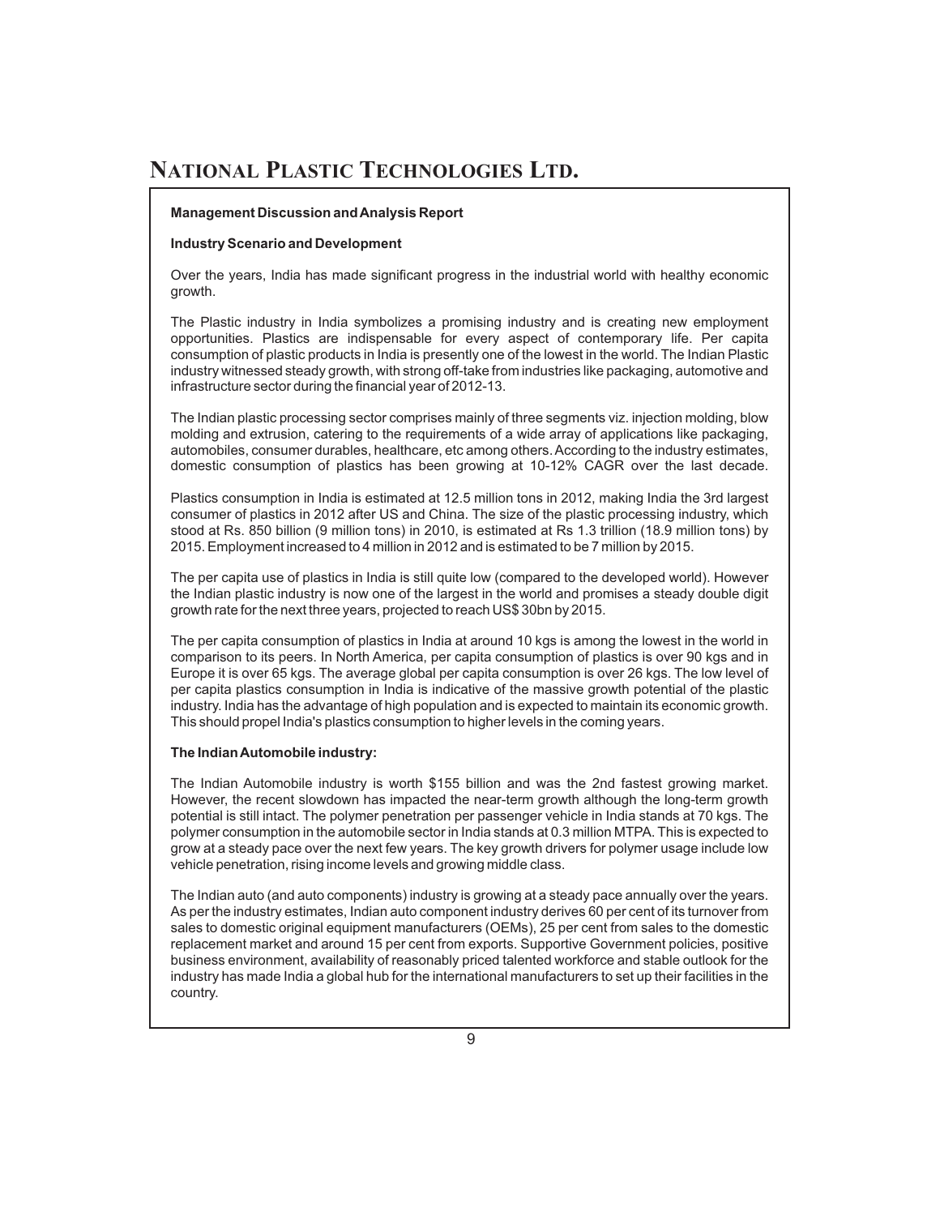## Management Discussion and Analysis Report

### Industry Scenario and Development

Over the years, India has made significant progress in the industrial world with healthy economic growth.

The Plastic industry in India symbolizes a promising industry and is creating new employment opportunities. Plastics are indispensable for every aspect of contemporary life. Per capita consumption of plastic products in India is presently one of the lowest in the world. The Indian Plastic industry witnessed steady growth, with strong off-take from industries like packaging, automotive and infrastructure sector during the financial year of 2012-13.

The Indian plastic processing sector comprises mainly of three segments viz. injection molding, blow molding and extrusion, catering to the requirements of a wide array of applications like packaging, automobiles, consumer durables, healthcare, etc among others. According to the industry estimates, domestic consumption of plastics has been growing at 10-12% CAGR over the last decade.

Plastics consumption in India is estimated at 12.5 million tons in 2012, making India the 3rd largest consumer of plastics in 2012 after US and China. The size of the plastic processing industry, which stood at Rs. 850 billion (9 million tons) in 2010, is estimated at Rs 1.3 trillion (18.9 million tons) by 2015. Employment increased to 4 million in 2012 and is estimated to be 7 million by 2015.

The per capita use of plastics in India is still quite low (compared to the developed world). However the Indian plastic industry is now one of the largest in the world and promises a steady double digit growth rate for the next three years, projected to reach US$ 30bn by 2015.

The per capita consumption of plastics in India at around 10 kgs is among the lowest in the world in comparison to its peers. In North America, per capita consumption of plastics is over 90 kgs and in Europe it is over 65 kgs. The average global per capita consumption is over 26 kgs. The low level of per capita plastics consumption in India is indicative of the massive growth potential of the plastic industry. India has the advantage of high population and is expected to maintain its economic growth. This should propel India's plastics consumption to higher levels in the coming years.

### The Indian Automobile industry:

The Indian Automobile industry is worth $155 billion and was the 2nd fastest growing market. However, the recent slowdown has impacted the near-term growth although the long-term growth potential is still intact. The polymer penetration per passenger vehicle in India stands at 70 kgs. The polymer consumption in the automobile sector in India stands at 0.3 million MTPA. This is expected to grow at a steady pace over the next few years. The key growth drivers for polymer usage include low vehicle penetration, rising income levels and growing middle class.

The Indian auto (and auto components) industry is growing at a steady pace annually over the years. As per the industry estimates, Indian auto component industry derives 60 per cent of its turnover from sales to domestic original equipment manufacturers (OEMs), 25 per cent from sales to the domestic replacement market and around 15 per cent from exports. Supportive Government policies, positive business environment, availability of reasonably priced talented workforce and stable outlook for the industry has made India a global hub for the international manufacturers to set up their facilities in the country.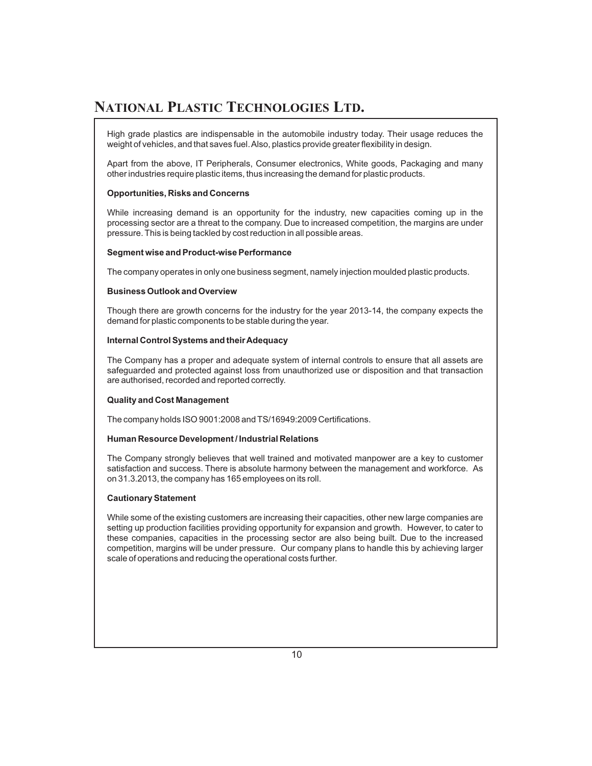High grade plastics are indispensable in the automobile industry today. Their usage reduces the weight of vehicles, and that saves fuel. Also, plastics provide greater flexibility in design.

Apart from the above, IT Peripherals, Consumer electronics, White goods, Packaging and many other industries require plastic items, thus increasing the demand for plastic products.

**Opportunities, Risks and Concerns**

While increasing demand is an opportunity for the industry, new capacities coming up in the processing sector are a threat to the company. Due to increased competition, the margins are under pressure. This is being tackled by cost reduction in all possible areas.

**Segment wise and Product-wise Performance**

The company operates in only one business segment, namely injection moulded plastic products.

**Business Outlook and Overview**

Though there are growth concerns for the industry for the year 2013-14, the company expects the demand for plastic components to be stable during the year.

**Internal Control Systems and their Adequacy**

The Company has a proper and adequate system of internal controls to ensure that all assets are safeguarded and protected against loss from unauthorized use or disposition and that transaction are authorised, recorded and reported correctly.

**Quality and Cost Management**

The company holds ISO 9001:2008 and TS/16949:2009 Certifications.

**Human Resource Development / Industrial Relations**

The Company strongly believes that well trained and motivated manpower are a key to customer satisfaction and success. There is absolute harmony between the management and workforce. As on 31.3.2013, the company has 165 employees on its roll.

**Cautionary Statement**

While some of the existing customers are increasing their capacities, other new large companies are setting up production facilities providing opportunity for expansion and growth. However, to cater to these companies, capacities in the processing sector are also being built. Due to the increased competition, margins will be under pressure. Our company plans to handle this by achieving larger scale of operations and reducing the operational costs further.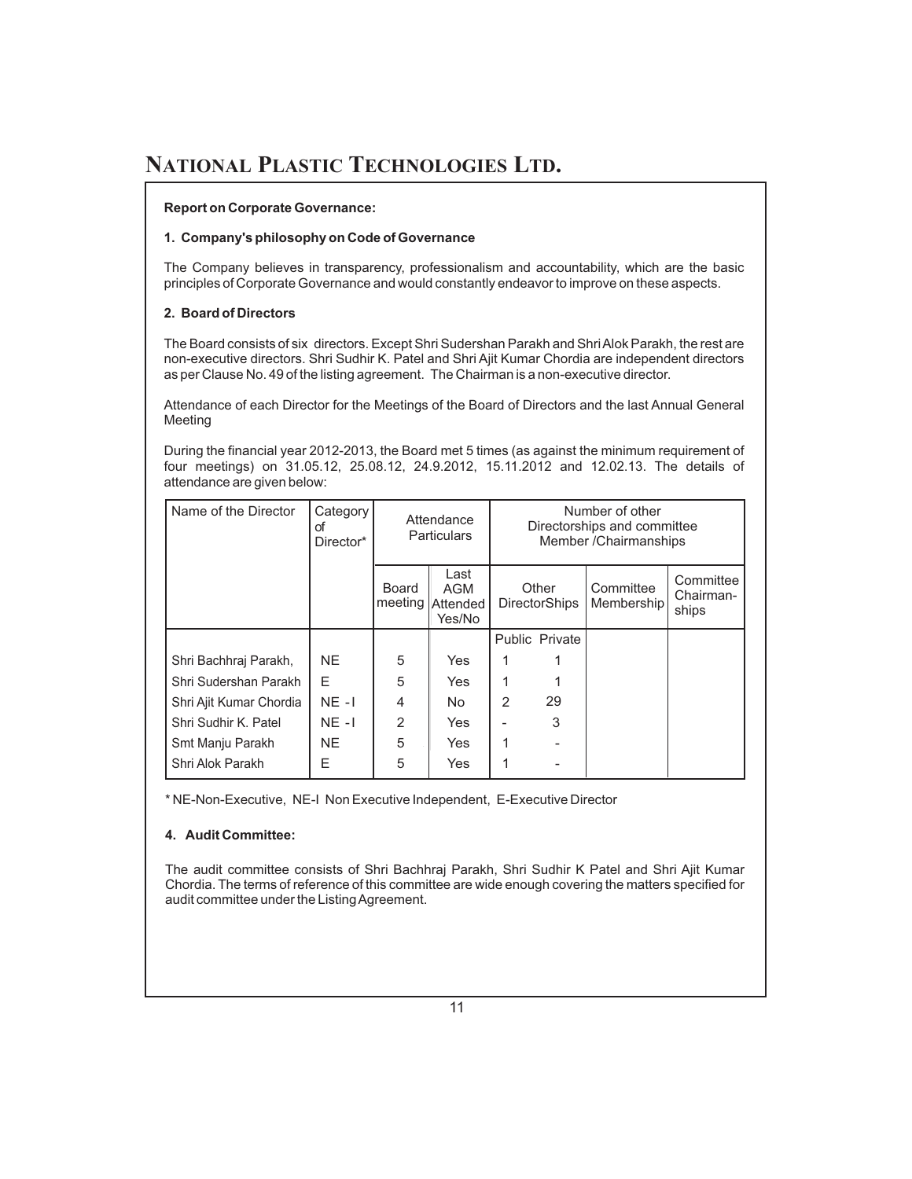# NATIONAL PLASTIC TECHNOLOGIES LTD.

**Report on Corporate Governance:**

**1. Company's philosophy on Code of Governance**

The Company believes in transparency, professionalism and accountability, which are the basic principles of Corporate Governance and would constantly endeavor to improve on these aspects.

**2. Board of Directors**

The Board consists of six directors. Except Shri Sudershan Parakh and Shri Alok Parakh, the rest are non-executive directors. Shri Sudhir K. Patel and Shri Ajit Kumar Chordia are independent directors as per Clause No. 49 of the listing agreement. The Chairman is a non-executive director.

Attendance of each Director for the Meetings of the Board of Directors and the last Annual General Meeting

During the financial year 2012-2013, the Board met 5 times (as against the minimum requirement of four meetings) on 31.05.12, 25.08.12, 24.9.2012, 15.11.2012 and 12.02.13. The details of attendance are given below:

| Name of the Director | Category of Director* | Attendance Particulars | | Number of other Directorships and committee Member /Chairmanships | | | |
|---|---|---|---|---|---|---|---|
| | | Board meeting | Last AGM Attended Yes/No | Other DirectorShips | | Committee Membership | Committee Chairman-ships |
| | | | | Public | Private | | |
| Shri Bachhraj Parakh, | NE | 5 | Yes | 1 | 1 | | |
| Shri Sudershan Parakh | E | 5 | Yes | 1 | 1 | | |
| Shri Ajit Kumar Chordia | NE - I | 4 | No | 2 | 29 | | |
| Shri Sudhir K. Patel | NE - I | 2 | Yes | - | 3 | | |
| Smt Manju Parakh | NE | 5 | Yes | 1 | - | | |
| Shri Alok Parakh | E | 5 | Yes | 1 | - | | |

* NE-Non-Executive, NE-I Non Executive Independent, E-Executive Director

**4. Audit Committee:**

The audit committee consists of Shri Bachhraj Parakh, Shri Sudhir K Patel and Shri Ajit Kumar Chordia. The terms of reference of this committee are wide enough covering the matters specified for audit committee under the Listing Agreement.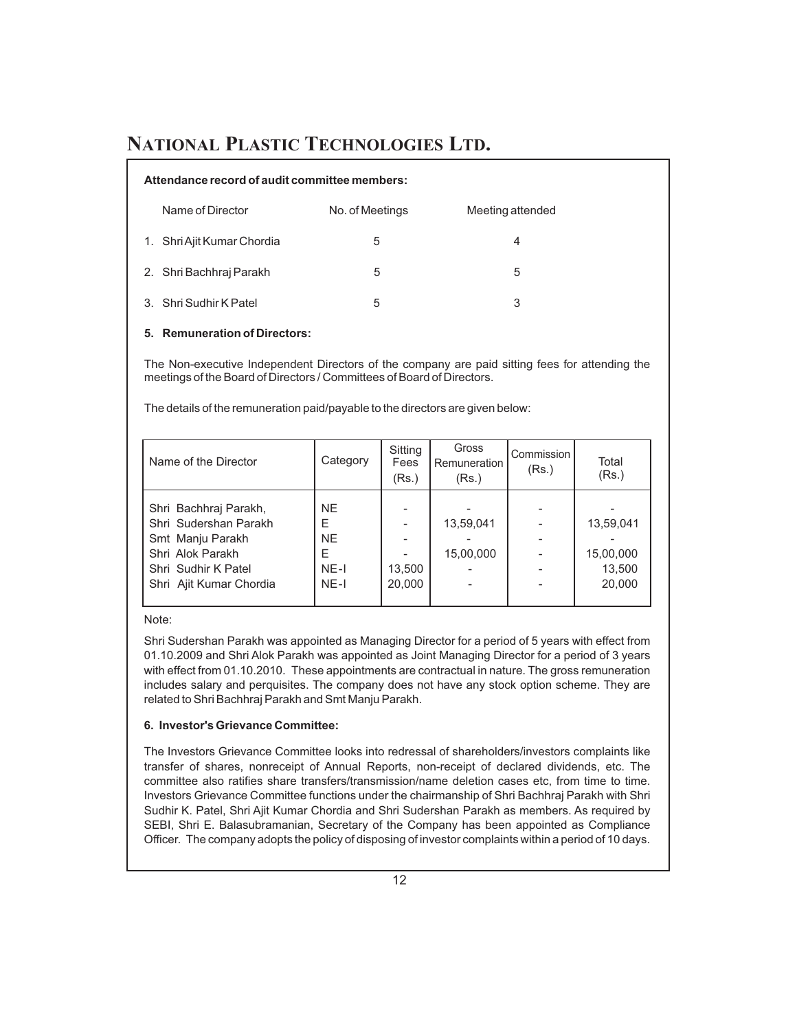**Attendance record of audit committee members:**

| Name of Director | No. of Meetings | Meeting attended |
|---|---|---|
| 1. Shri Ajit Kumar Chordia | 5 | 4 |
| 2. Shri Bachhraj Parakh | 5 | 5 |
| 3. Shri Sudhir K Patel | 5 | 3 |

**5. Remuneration of Directors:**

The Non-executive Independent Directors of the company are paid sitting fees for attending the meetings of the Board of Directors / Committees of Board of Directors.

The details of the remuneration paid/payable to the directors are given below:

| Name of the Director | Category | Sitting Fees (Rs.) | Gross Remuneration (Rs.) | Commission (Rs.) | Total (Rs.) |
|---|---|---|---|---|---|
| Shri Bachhraj Parakh, | NE | - | - | - | - |
| Shri Sudershan Parakh | E | - | 13,59,041 | - | 13,59,041 |
| Smt Manju Parakh | NE | - | - | - | - |
| Shri Alok Parakh | E | - | 15,00,000 | - | 15,00,000 |
| Shri Sudhir K Patel | NE-I | 13,500 | - | - | 13,500 |
| Shri Ajit Kumar Chordia | NE-I | 20,000 | - | - | 20,000 |

Note:

Shri Sudershan Parakh was appointed as Managing Director for a period of 5 years with effect from 01.10.2009 and Shri Alok Parakh was appointed as Joint Managing Director for a period of 3 years with effect from 01.10.2010. These appointments are contractual in nature. The gross remuneration includes salary and perquisites. The company does not have any stock option scheme. They are related to Shri Bachhraj Parakh and Smt Manju Parakh.

**6. Investor's Grievance Committee:**

The Investors Grievance Committee looks into redressal of shareholders/investors complaints like transfer of shares, nonreceipt of Annual Reports, non-receipt of declared dividends, etc. The committee also ratifies share transfers/transmission/name deletion cases etc, from time to time. Investors Grievance Committee functions under the chairmanship of Shri Bachhraj Parakh with Shri Sudhir K. Patel, Shri Ajit Kumar Chordia and Shri Sudershan Parakh as members. As required by SEBI, Shri E. Balasubramanian, Secretary of the Company has been appointed as Compliance Officer. The company adopts the policy of disposing of investor complaints within a period of 10 days.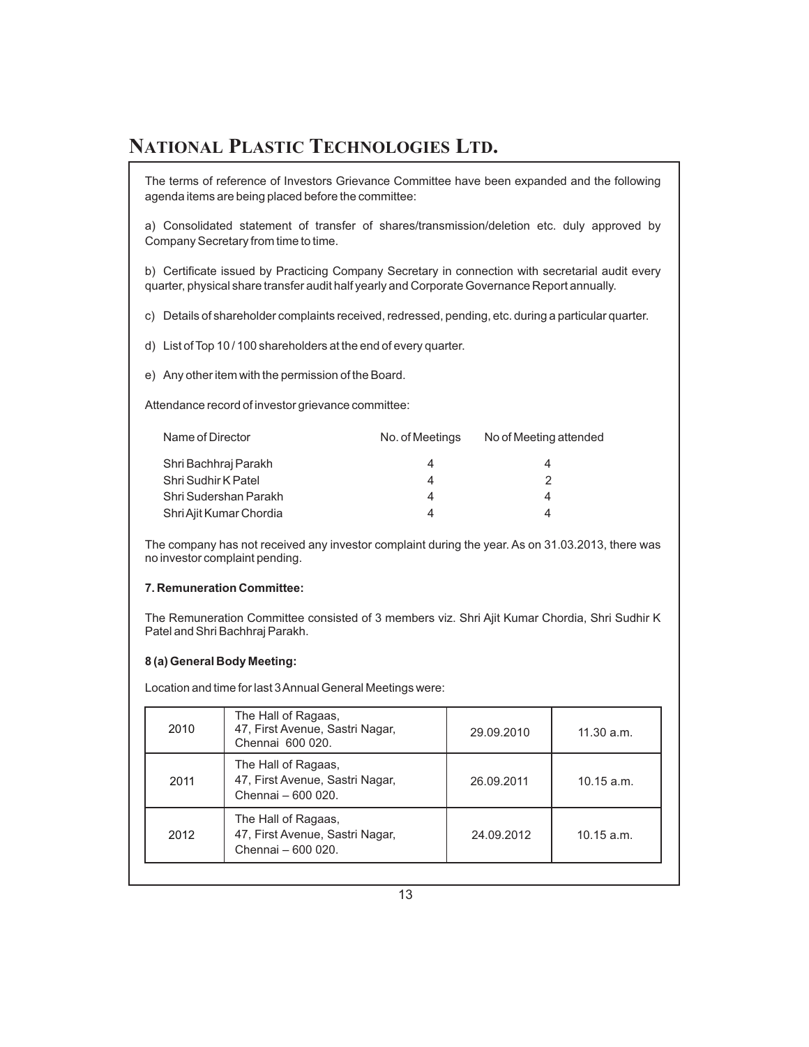The terms of reference of Investors Grievance Committee have been expanded and the following agenda items are being placed before the committee:

a) Consolidated statement of transfer of shares/transmission/deletion etc. duly approved by Company Secretary from time to time.

b) Certificate issued by Practicing Company Secretary in connection with secretarial audit every quarter, physical share transfer audit half yearly and Corporate Governance Report annually.

c) Details of shareholder complaints received, redressed, pending, etc. during a particular quarter.

d) List of Top 10 / 100 shareholders at the end of every quarter.

e) Any other item with the permission of the Board.

Attendance record of investor grievance committee:

| Name of Director | No. of Meetings | No of Meeting attended |
|---|---|---|
| Shri Bachhraj Parakh | 4 | 4 |
| Shri Sudhir K Patel | 4 | 2 |
| Shri Sudershan Parakh | 4 | 4 |
| Shri Ajit Kumar Chordia | 4 | 4 |

The company has not received any investor complaint during the year. As on 31.03.2013, there was no investor complaint pending.

**7. Remuneration Committee:**

The Remuneration Committee consisted of 3 members viz. Shri Ajit Kumar Chordia, Shri Sudhir K Patel and Shri Bachhraj Parakh.

**8 (a) General Body Meeting:**

Location and time for last 3 Annual General Meetings were:

| | | | |
|---|---|---|---|
| 2010 | The Hall of Ragaas, 47, First Avenue, Sastri Nagar, Chennai 600 020. | 29.09.2010 | 11.30 a.m. |
| 2011 | The Hall of Ragaas, 47, First Avenue, Sastri Nagar, Chennai – 600 020. | 26.09.2011 | 10.15 a.m. |
| 2012 | The Hall of Ragaas, 47, First Avenue, Sastri Nagar, Chennai – 600 020. | 24.09.2012 | 10.15 a.m. |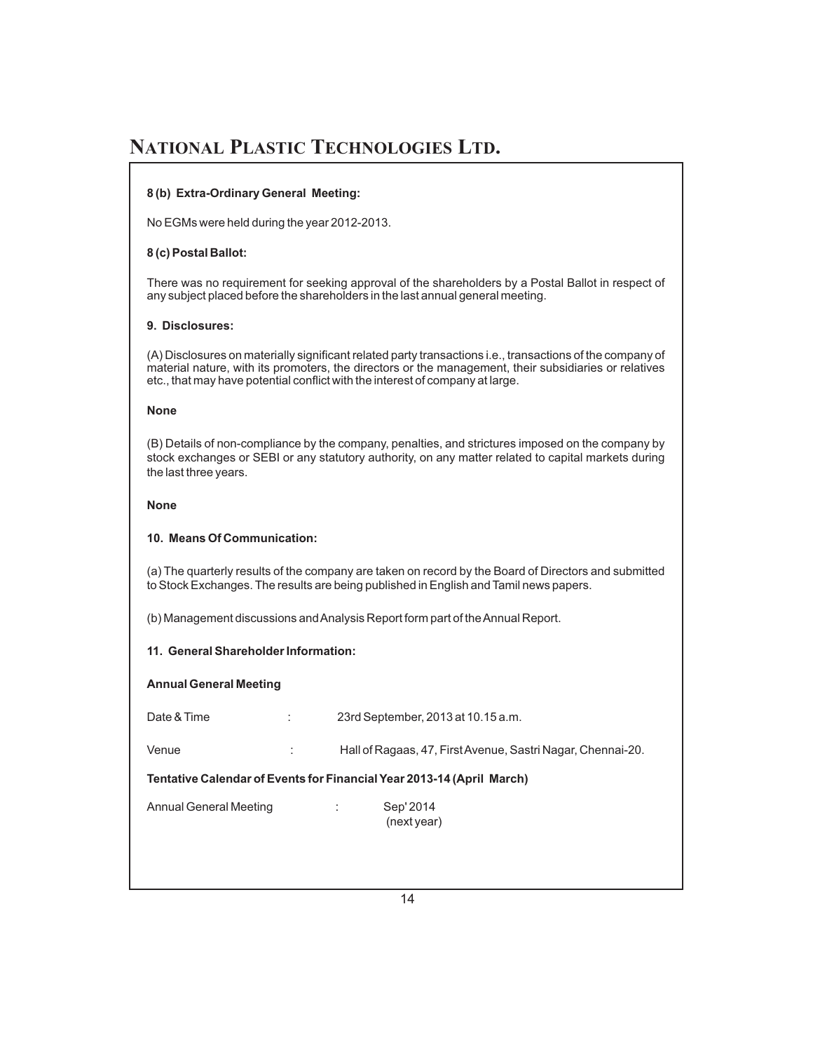**8 (b) Extra-Ordinary General Meeting:**

No EGMs were held during the year 2012-2013.

**8 (c) Postal Ballot:**

There was no requirement for seeking approval of the shareholders by a Postal Ballot in respect of any subject placed before the shareholders in the last annual general meeting.

**9. Disclosures:**

(A) Disclosures on materially significant related party transactions i.e., transactions of the company of material nature, with its promoters, the directors or the management, their subsidiaries or relatives etc., that may have potential conflict with the interest of company at large.

**None**

(B) Details of non-compliance by the company, penalties, and strictures imposed on the company by stock exchanges or SEBI or any statutory authority, on any matter related to capital markets during the last three years.

**None**

**10. Means Of Communication:**

(a) The quarterly results of the company are taken on record by the Board of Directors and submitted to Stock Exchanges. The results are being published in English and Tamil news papers.

(b) Management discussions and Analysis Report form part of the Annual Report.

**11. General Shareholder Information:**

**Annual General Meeting**

| | | |
|---|---|---|
| Date & Time | : | 23rd September, 2013 at 10.15 a.m. |
| Venue | : | Hall of Ragaas, 47, First Avenue, Sastri Nagar, Chennai-20. |

**Tentative Calendar of Events for Financial Year 2013-14 (April March)**

| | | |
|---|---|---|
| Annual General Meeting | : | Sep' 2014 (next year) |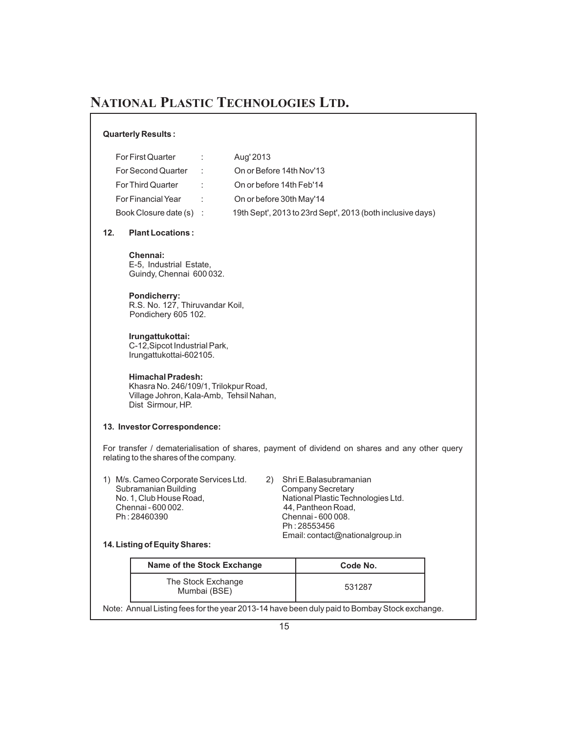**Quarterly Results :**

| | | |
|---|---|---|
| For First Quarter | : | Aug' 2013 |
| For Second Quarter | : | On or Before 14th Nov'13 |
| For Third Quarter | : | On or before 14th Feb'14 |
| For Financial Year | : | On or before 30th May'14 |
| Book Closure date (s) | : | 19th Sept', 2013 to 23rd Sept', 2013 (both inclusive days) |

**12. Plant Locations :**

**Chennai:**
E-5, Industrial Estate,
Guindy, Chennai 600 032.

**Pondicherry:**
R.S. No. 127, Thiruvandar Koil,
Pondichery 605 102.

**Irungattukottai:**
C-12,Sipcot Industrial Park,
Irungattukottai-602105.

**Himachal Pradesh:**
Khasra No. 246/109/1, Trilokpur Road,
Village Johron, Kala-Amb, Tehsil Nahan,
Dist Sirmour, HP.

**13. Investor Correspondence:**

For transfer / dematerialisation of shares, payment of dividend on shares and any other query relating to the shares of the company.

1) M/s. Cameo Corporate Services Ltd.
Subramanian Building
No. 1, Club House Road,
Chennai - 600 002.
Ph : 28460390

2) Shri E.Balasubramanian
Company Secretary
National Plastic Technologies Ltd.
44, Pantheon Road,
Chennai - 600 008.
Ph : 28553456
Email: contact@nationalgroup.in

**14. Listing of Equity Shares:**

| Name of the Stock Exchange | Code No. |
|---|---|
| The Stock Exchange Mumbai (BSE) | 531287 |

Note: Annual Listing fees for the year 2013-14 have been duly paid to Bombay Stock exchange.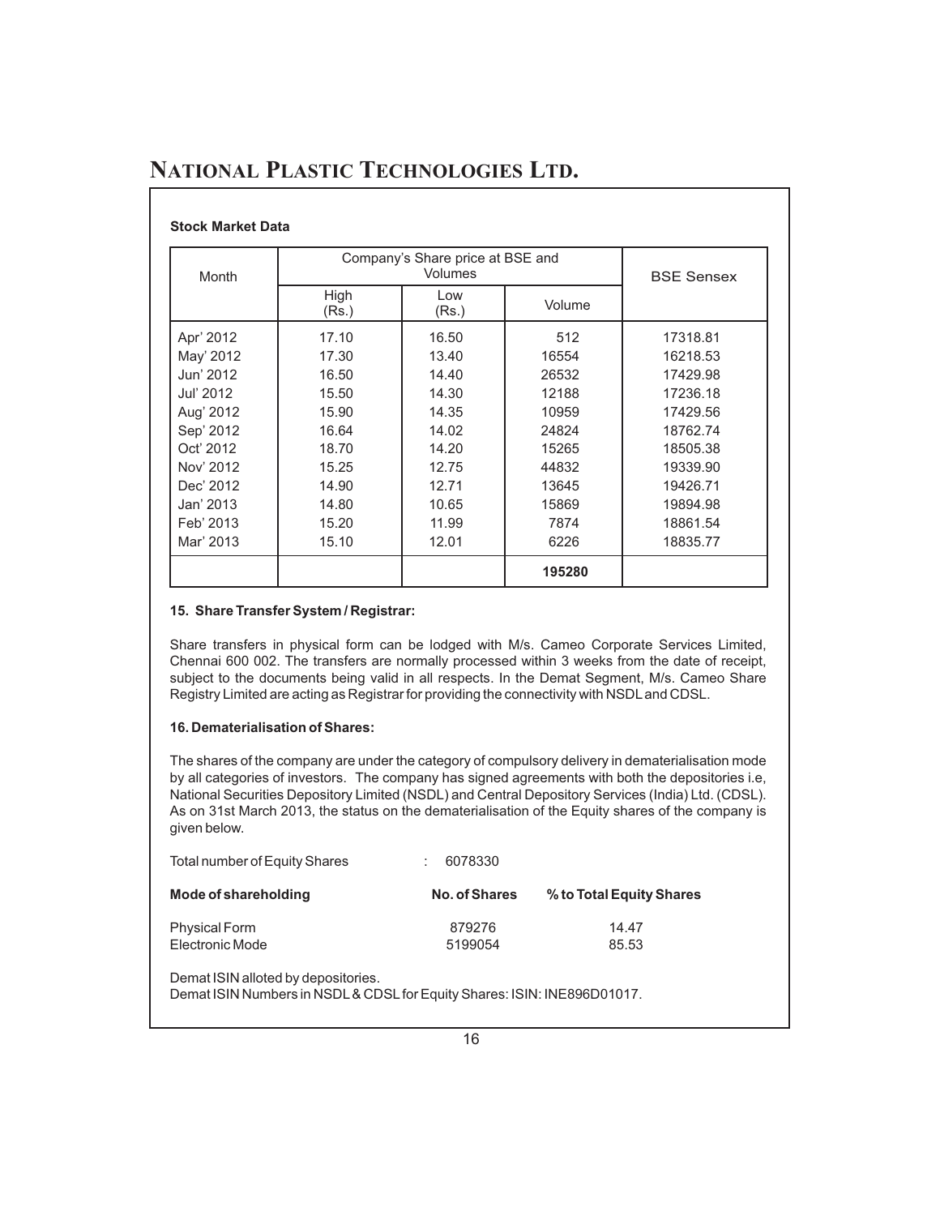**Stock Market Data**

| Month | Company's Share price at BSE and Volumes | | | BSE Sensex |
|---|---|---|---|---|
| | High (Rs.) | Low (Rs.) | Volume | |
| Apr' 2012 | 17.10 | 16.50 | 512 | 17318.81 |
| May' 2012 | 17.30 | 13.40 | 16554 | 16218.53 |
| Jun' 2012 | 16.50 | 14.40 | 26532 | 17429.98 |
| Jul' 2012 | 15.50 | 14.30 | 12188 | 17236.18 |
| Aug' 2012 | 15.90 | 14.35 | 10959 | 17429.56 |
| Sep' 2012 | 16.64 | 14.02 | 24824 | 18762.74 |
| Oct' 2012 | 18.70 | 14.20 | 15265 | 18505.38 |
| Nov' 2012 | 15.25 | 12.75 | 44832 | 19339.90 |
| Dec' 2012 | 14.90 | 12.71 | 13645 | 19426.71 |
| Jan' 2013 | 14.80 | 10.65 | 15869 | 19894.98 |
| Feb' 2013 | 15.20 | 11.99 | 7874 | 18861.54 |
| Mar' 2013 | 15.10 | 12.01 | 6226 | 18835.77 |
| | | | **195280** | |

**15. Share Transfer System / Registrar:**

Share transfers in physical form can be lodged with M/s. Cameo Corporate Services Limited, Chennai 600 002. The transfers are normally processed within 3 weeks from the date of receipt, subject to the documents being valid in all respects. In the Demat Segment, M/s. Cameo Share Registry Limited are acting as Registrar for providing the connectivity with NSDL and CDSL.

**16. Dematerialisation of Shares:**

The shares of the company are under the category of compulsory delivery in dematerialisation mode by all categories of investors. The company has signed agreements with both the depositories i.e, National Securities Depository Limited (NSDL) and Central Depository Services (India) Ltd. (CDSL). As on 31st March 2013, the status on the dematerialisation of the Equity shares of the company is given below.

Total number of Equity Shares : 6078330

| Mode of shareholding | No. of Shares | % to Total Equity Shares |
|---|---|---|
| Physical Form | 879276 | 14.47 |
| Electronic Mode | 5199054 | 85.53 |

Demat ISIN alloted by depositories.
Demat ISIN Numbers in NSDL & CDSL for Equity Shares: ISIN: INE896D01017.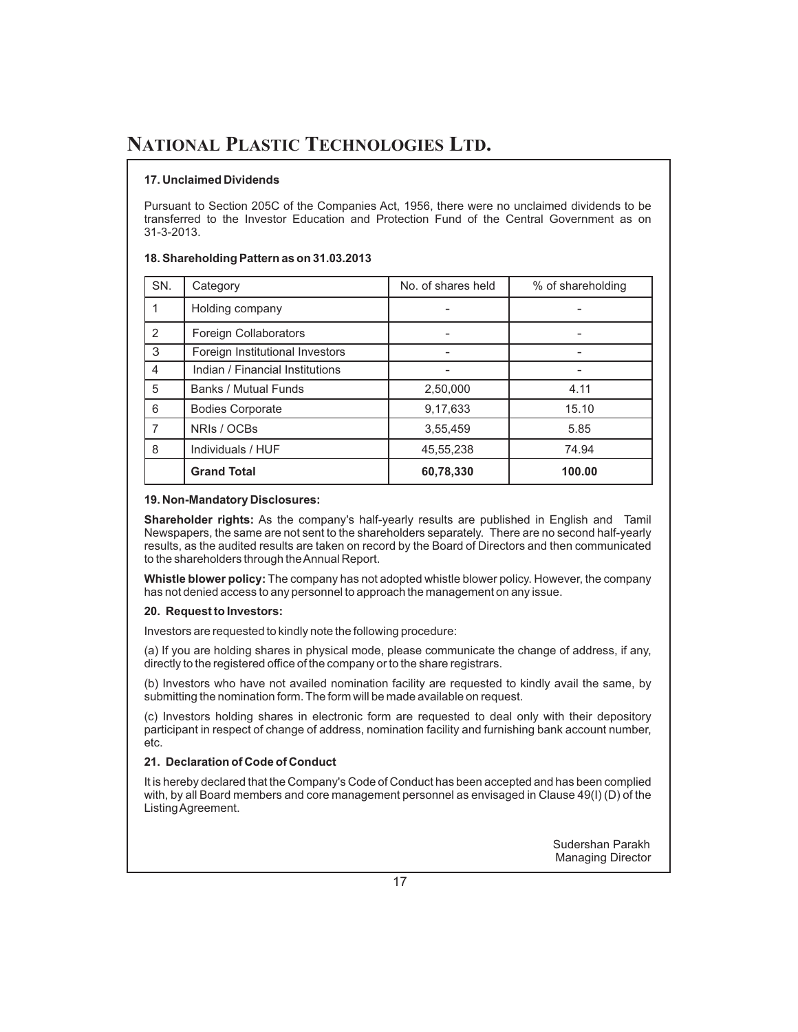### 17. Unclaimed Dividends

Pursuant to Section 205C of the Companies Act, 1956, there were no unclaimed dividends to be transferred to the Investor Education and Protection Fund of the Central Government as on 31-3-2013.

### 18. Shareholding Pattern as on 31.03.2013

| SN. | Category | No. of shares held | % of shareholding |
|---|---|---|---|
| 1 | Holding company | - | - |
| 2 | Foreign Collaborators | - | - |
| 3 | Foreign Institutional Investors | - | - |
| 4 | Indian / Financial Institutions | - | - |
| 5 | Banks / Mutual Funds | 2,50,000 | 4.11 |
| 6 | Bodies Corporate | 9,17,633 | 15.10 |
| 7 | NRIs / OCBs | 3,55,459 | 5.85 |
| 8 | Individuals / HUF | 45,55,238 | 74.94 |
| | **Grand Total** | **60,78,330** | **100.00** |

### 19. Non-Mandatory Disclosures:

**Shareholder rights:** As the company's half-yearly results are published in English and Tamil Newspapers, the same are not sent to the shareholders separately. There are no second half-yearly results, as the audited results are taken on record by the Board of Directors and then communicated to the shareholders through the Annual Report.

**Whistle blower policy:** The company has not adopted whistle blower policy. However, the company has not denied access to any personnel to approach the management on any issue.

### 20. Request to Investors:

Investors are requested to kindly note the following procedure:

(a) If you are holding shares in physical mode, please communicate the change of address, if any, directly to the registered office of the company or to the share registrars.

(b) Investors who have not availed nomination facility are requested to kindly avail the same, by submitting the nomination form. The form will be made available on request.

(c) Investors holding shares in electronic form are requested to deal only with their depository participant in respect of change of address, nomination facility and furnishing bank account number, etc.

### 21. Declaration of Code of Conduct

It is hereby declared that the Company's Code of Conduct has been accepted and has been complied with, by all Board members and core management personnel as envisaged in Clause 49(I) (D) of the Listing Agreement.

Sudershan Parakh
Managing Director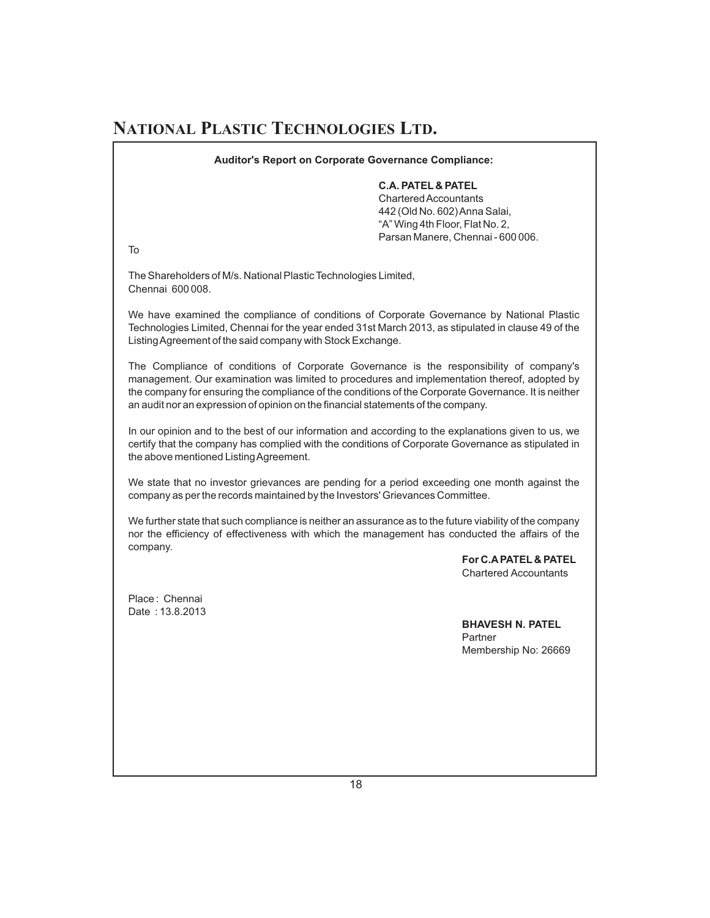**Auditor's Report on Corporate Governance Compliance:**

**C.A. PATEL & PATEL**
Chartered Accountants
442 (Old No. 602) Anna Salai,
"A" Wing 4th Floor, Flat No. 2,
Parsan Manere, Chennai - 600 006.

To

The Shareholders of M/s. National Plastic Technologies Limited,
Chennai 600 008.

We have examined the compliance of conditions of Corporate Governance by National Plastic Technologies Limited, Chennai for the year ended 31st March 2013, as stipulated in clause 49 of the Listing Agreement of the said company with Stock Exchange.

The Compliance of conditions of Corporate Governance is the responsibility of company's management. Our examination was limited to procedures and implementation thereof, adopted by the company for ensuring the compliance of the conditions of the Corporate Governance. It is neither an audit nor an expression of opinion on the financial statements of the company.

In our opinion and to the best of our information and according to the explanations given to us, we certify that the company has complied with the conditions of Corporate Governance as stipulated in the above mentioned Listing Agreement.

We state that no investor grievances are pending for a period exceeding one month against the company as per the records maintained by the Investors' Grievances Committee.

We further state that such compliance is neither an assurance as to the future viability of the company nor the efficiency of effectiveness with which the management has conducted the affairs of the company.

**For C.A PATEL & PATEL**
Chartered Accountants

Place : Chennai
Date : 13.8.2013

**BHAVESH N. PATEL**
Partner
Membership No: 26669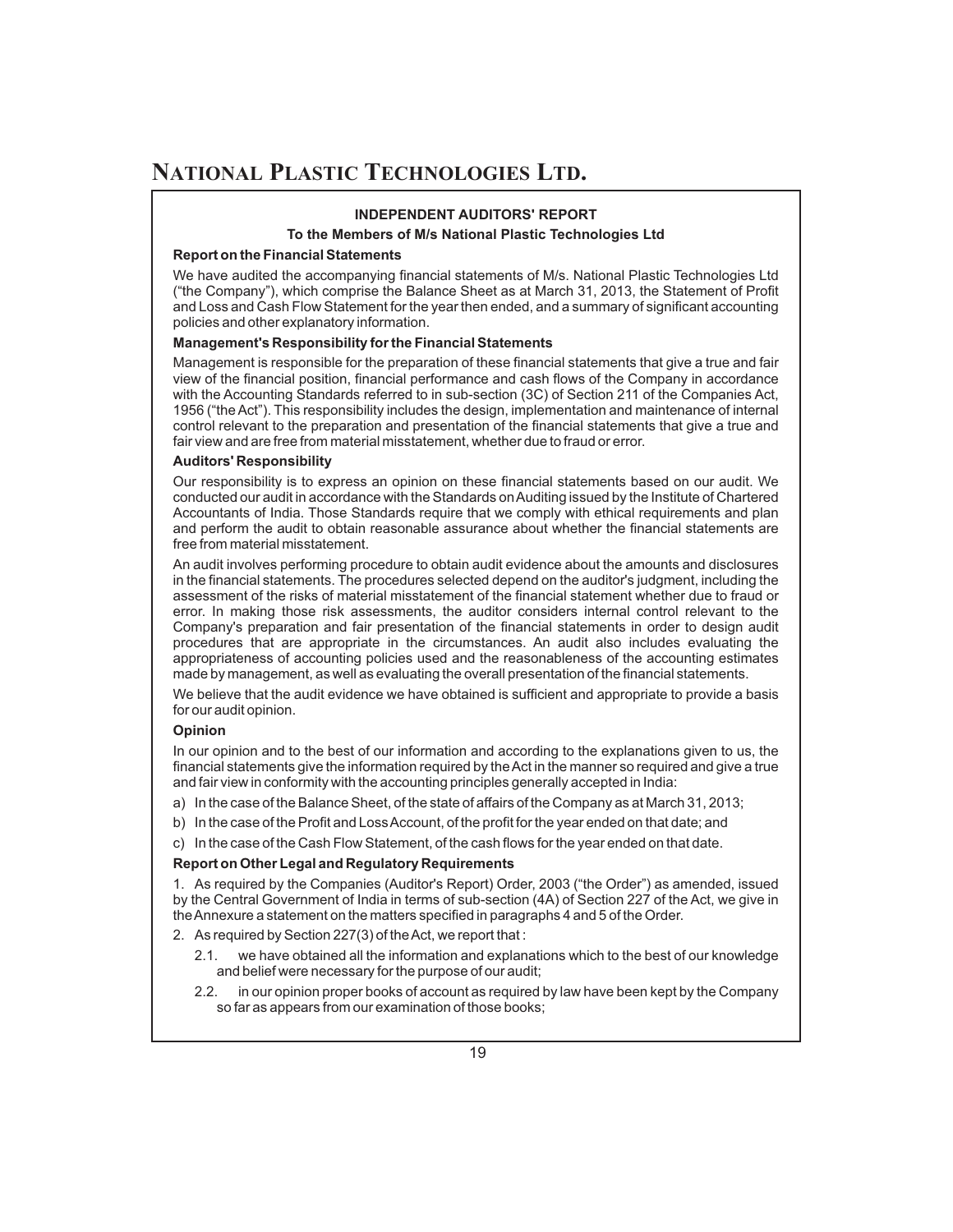## INDEPENDENT AUDITORS' REPORT

### To the Members of M/s National Plastic Technologies Ltd

**Report on the Financial Statements**

We have audited the accompanying financial statements of M/s. National Plastic Technologies Ltd ("the Company"), which comprise the Balance Sheet as at March 31, 2013, the Statement of Profit and Loss and Cash Flow Statement for the year then ended, and a summary of significant accounting policies and other explanatory information.

**Management's Responsibility for the Financial Statements**

Management is responsible for the preparation of these financial statements that give a true and fair view of the financial position, financial performance and cash flows of the Company in accordance with the Accounting Standards referred to in sub-section (3C) of Section 211 of the Companies Act, 1956 ("the Act"). This responsibility includes the design, implementation and maintenance of internal control relevant to the preparation and presentation of the financial statements that give a true and fair view and are free from material misstatement, whether due to fraud or error.

**Auditors' Responsibility**

Our responsibility is to express an opinion on these financial statements based on our audit. We conducted our audit in accordance with the Standards on Auditing issued by the Institute of Chartered Accountants of India. Those Standards require that we comply with ethical requirements and plan and perform the audit to obtain reasonable assurance about whether the financial statements are free from material misstatement.

An audit involves performing procedure to obtain audit evidence about the amounts and disclosures in the financial statements. The procedures selected depend on the auditor's judgment, including the assessment of the risks of material misstatement of the financial statement whether due to fraud or error. In making those risk assessments, the auditor considers internal control relevant to the Company's preparation and fair presentation of the financial statements in order to design audit procedures that are appropriate in the circumstances. An audit also includes evaluating the appropriateness of accounting policies used and the reasonableness of the accounting estimates made by management, as well as evaluating the overall presentation of the financial statements.

We believe that the audit evidence we have obtained is sufficient and appropriate to provide a basis for our audit opinion.

**Opinion**

In our opinion and to the best of our information and according to the explanations given to us, the financial statements give the information required by the Act in the manner so required and give a true and fair view in conformity with the accounting principles generally accepted in India:

a) In the case of the Balance Sheet, of the state of affairs of the Company as at March 31, 2013;

b) In the case of the Profit and Loss Account, of the profit for the year ended on that date; and

c) In the case of the Cash Flow Statement, of the cash flows for the year ended on that date.

**Report on Other Legal and Regulatory Requirements**

1. As required by the Companies (Auditor's Report) Order, 2003 ("the Order") as amended, issued by the Central Government of India in terms of sub-section (4A) of Section 227 of the Act, we give in the Annexure a statement on the matters specified in paragraphs 4 and 5 of the Order.

2. As required by Section 227(3) of the Act, we report that :

   2.1. we have obtained all the information and explanations which to the best of our knowledge and belief were necessary for the purpose of our audit;

   2.2. in our opinion proper books of account as required by law have been kept by the Company so far as appears from our examination of those books;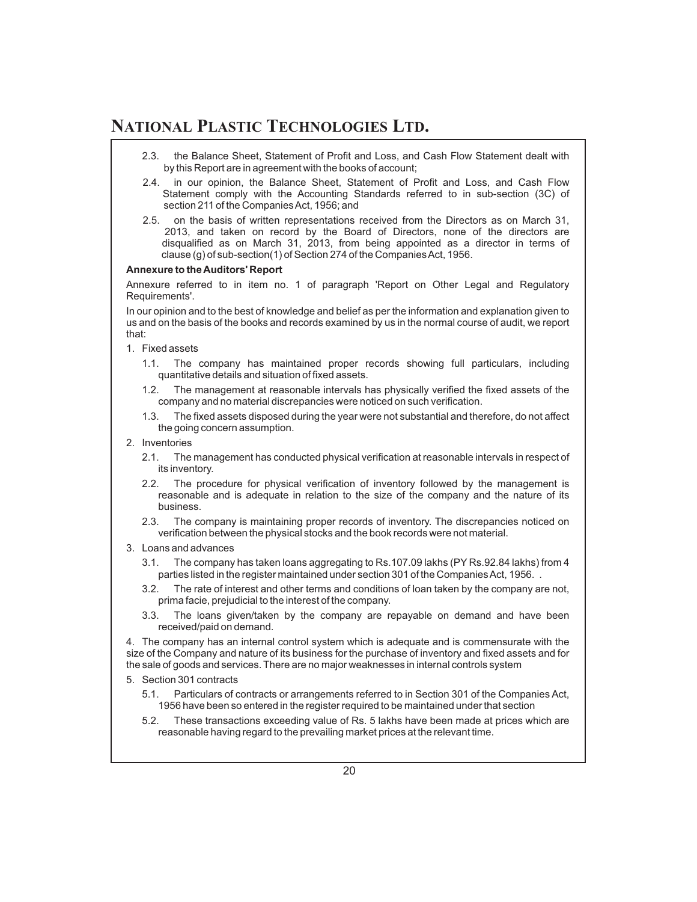2.3. the Balance Sheet, Statement of Profit and Loss, and Cash Flow Statement dealt with by this Report are in agreement with the books of account;

2.4. in our opinion, the Balance Sheet, Statement of Profit and Loss, and Cash Flow Statement comply with the Accounting Standards referred to in sub-section (3C) of section 211 of the Companies Act, 1956; and

2.5. on the basis of written representations received from the Directors as on March 31, 2013, and taken on record by the Board of Directors, none of the directors are disqualified as on March 31, 2013, from being appointed as a director in terms of clause (g) of sub-section(1) of Section 274 of the Companies Act, 1956.

**Annexure to the Auditors' Report**

Annexure referred to in item no. 1 of paragraph 'Report on Other Legal and Regulatory Requirements'.

In our opinion and to the best of knowledge and belief as per the information and explanation given to us and on the basis of the books and records examined by us in the normal course of audit, we report that:

1. Fixed assets
   - 1.1. The company has maintained proper records showing full particulars, including quantitative details and situation of fixed assets.
   - 1.2. The management at reasonable intervals has physically verified the fixed assets of the company and no material discrepancies were noticed on such verification.
   - 1.3. The fixed assets disposed during the year were not substantial and therefore, do not affect the going concern assumption.
2. Inventories
   - 2.1. The management has conducted physical verification at reasonable intervals in respect of its inventory.
   - 2.2. The procedure for physical verification of inventory followed by the management is reasonable and is adequate in relation to the size of the company and the nature of its business.
   - 2.3. The company is maintaining proper records of inventory. The discrepancies noticed on verification between the physical stocks and the book records were not material.
3. Loans and advances
   - 3.1. The company has taken loans aggregating to Rs.107.09 lakhs (PY Rs.92.84 lakhs) from 4 parties listed in the register maintained under section 301 of the Companies Act, 1956. .
   - 3.2. The rate of interest and other terms and conditions of loan taken by the company are not, prima facie, prejudicial to the interest of the company.
   - 3.3. The loans given/taken by the company are repayable on demand and have been received/paid on demand.

4. The company has an internal control system which is adequate and is commensurate with the size of the Company and nature of its business for the purchase of inventory and fixed assets and for the sale of goods and services. There are no major weaknesses in internal controls system

5. Section 301 contracts
   - 5.1. Particulars of contracts or arrangements referred to in Section 301 of the Companies Act, 1956 have been so entered in the register required to be maintained under that section
   - 5.2. These transactions exceeding value of Rs. 5 lakhs have been made at prices which are reasonable having regard to the prevailing market prices at the relevant time.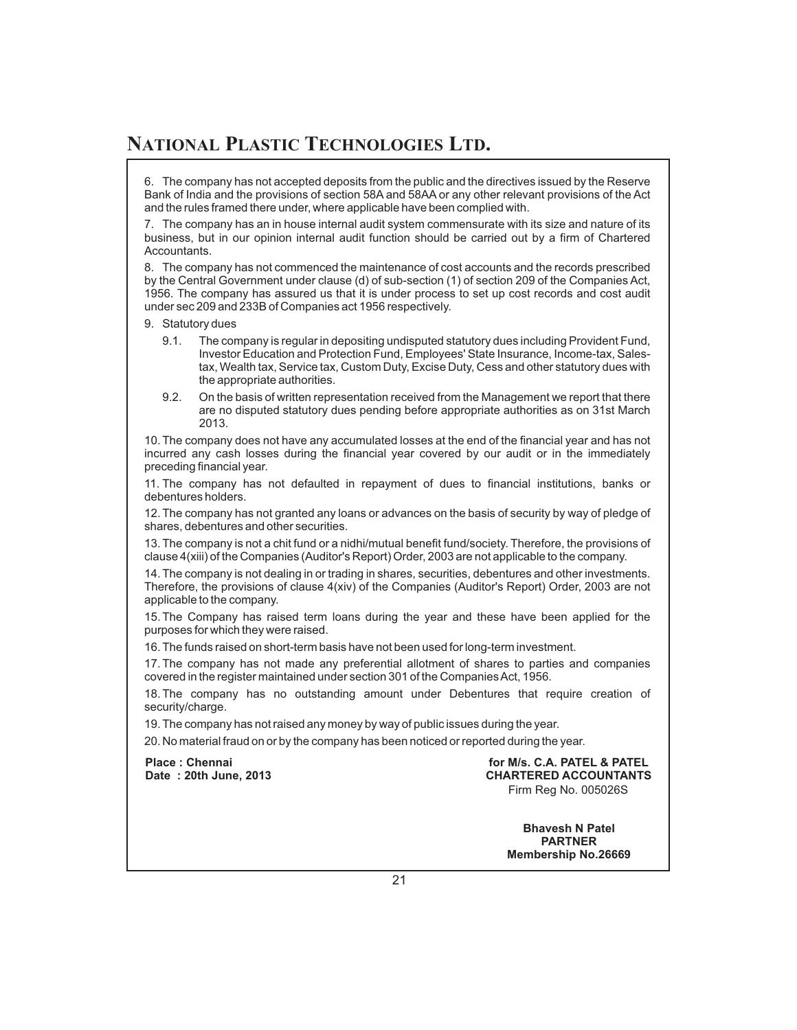6. The company has not accepted deposits from the public and the directives issued by the Reserve Bank of India and the provisions of section 58A and 58AA or any other relevant provisions of the Act and the rules framed there under, where applicable have been complied with.

7. The company has an in house internal audit system commensurate with its size and nature of its business, but in our opinion internal audit function should be carried out by a firm of Chartered Accountants.

8. The company has not commenced the maintenance of cost accounts and the records prescribed by the Central Government under clause (d) of sub-section (1) of section 209 of the Companies Act, 1956. The company has assured us that it is under process to set up cost records and cost audit under sec 209 and 233B of Companies act 1956 respectively.

9. Statutory dues

   9.1. The company is regular in depositing undisputed statutory dues including Provident Fund, Investor Education and Protection Fund, Employees' State Insurance, Income-tax, Sales-tax, Wealth tax, Service tax, Custom Duty, Excise Duty, Cess and other statutory dues with the appropriate authorities.

   9.2. On the basis of written representation received from the Management we report that there are no disputed statutory dues pending before appropriate authorities as on 31st March 2013.

10. The company does not have any accumulated losses at the end of the financial year and has not incurred any cash losses during the financial year covered by our audit or in the immediately preceding financial year.

11. The company has not defaulted in repayment of dues to financial institutions, banks or debentures holders.

12. The company has not granted any loans or advances on the basis of security by way of pledge of shares, debentures and other securities.

13. The company is not a chit fund or a nidhi/mutual benefit fund/society. Therefore, the provisions of clause 4(xiii) of the Companies (Auditor's Report) Order, 2003 are not applicable to the company.

14. The company is not dealing in or trading in shares, securities, debentures and other investments. Therefore, the provisions of clause 4(xiv) of the Companies (Auditor's Report) Order, 2003 are not applicable to the company.

15. The Company has raised term loans during the year and these have been applied for the purposes for which they were raised.

16. The funds raised on short-term basis have not been used for long-term investment.

17. The company has not made any preferential allotment of shares to parties and companies covered in the register maintained under section 301 of the Companies Act, 1956.

18. The company has no outstanding amount under Debentures that require creation of security/charge.

19. The company has not raised any money by way of public issues during the year.

20. No material fraud on or by the company has been noticed or reported during the year.

**Place : Chennai**
**Date : 20th June, 2013**

**for M/s. C.A. PATEL & PATEL**
**CHARTERED ACCOUNTANTS**
Firm Reg No. 005026S

**Bhavesh N Patel**
**PARTNER**
**Membership No.26669**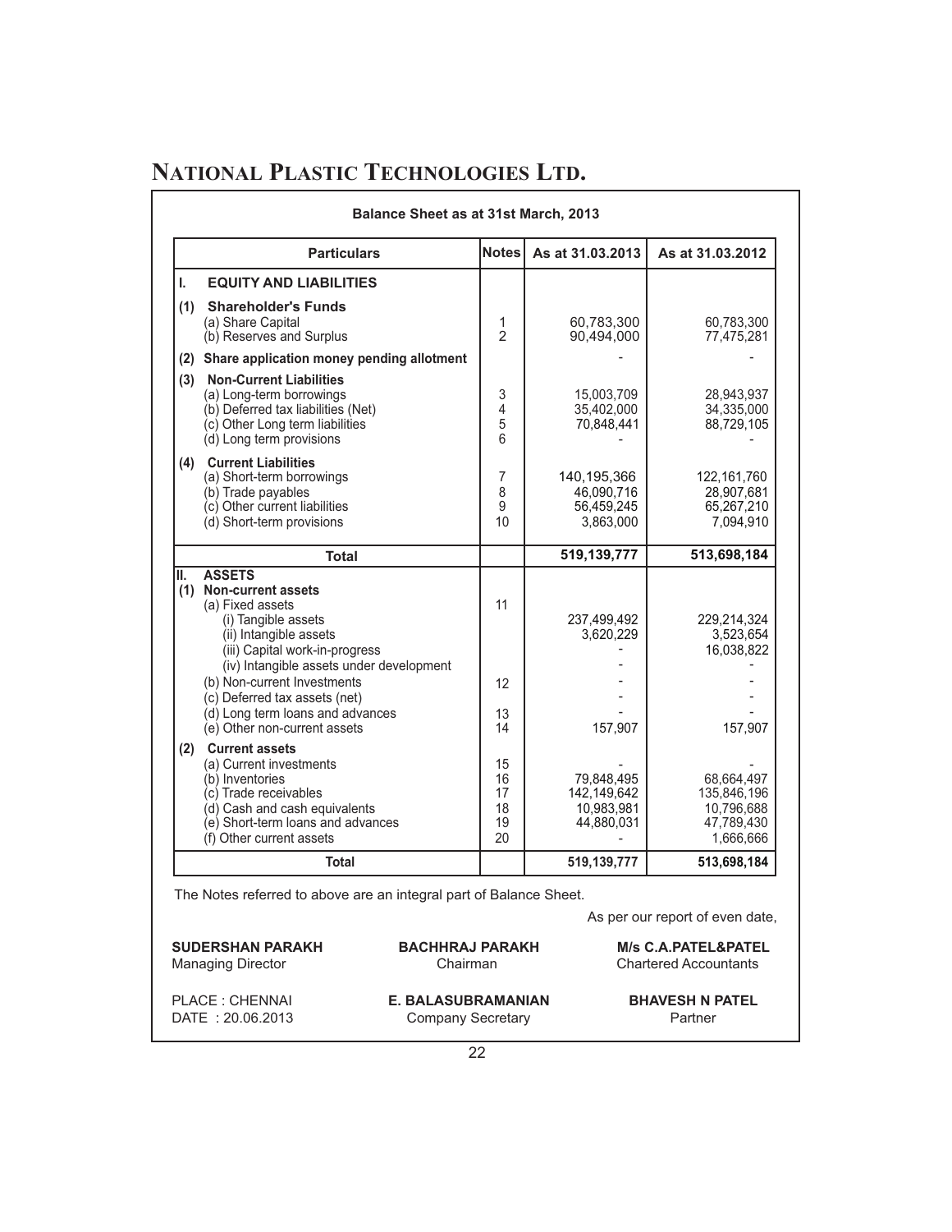# NATIONAL PLASTIC TECHNOLOGIES LTD.

**Balance Sheet as at 31st March, 2013**

| Particulars | Notes | As at 31.03.2013 | As at 31.03.2012 |
|---|---|---|---|
| **I. EQUITY AND LIABILITIES** | | | |
| **(1) Shareholder's Funds** | | | |
| (a) Share Capital | 1 | 60,783,300 | 60,783,300 |
| (b) Reserves and Surplus | 2 | 90,494,000 | 77,475,281 |
| **(2) Share application money pending allotment** | | - | - |
| **(3) Non-Current Liabilities** | | | |
| (a) Long-term borrowings | 3 | 15,003,709 | 28,943,937 |
| (b) Deferred tax liabilities (Net) | 4 | 35,402,000 | 34,335,000 |
| (c) Other Long term liabilities | 5 | 70,848,441 | 88,729,105 |
| (d) Long term provisions | 6 | - | - |
| **(4) Current Liabilities** | | | |
| (a) Short-term borrowings | 7 | 140,195,366 | 122,161,760 |
| (b) Trade payables | 8 | 46,090,716 | 28,907,681 |
| (c) Other current liabilities | 9 | 56,459,245 | 65,267,210 |
| (d) Short-term provisions | 10 | 3,863,000 | 7,094,910 |
| **Total** | | **519,139,777** | **513,698,184** |
| **II. ASSETS** | | | |
| **(1) Non-current assets** | | | |
| (a) Fixed assets | 11 | | |
| (i) Tangible assets | | 237,499,492 | 229,214,324 |
| (ii) Intangible assets | | 3,620,229 | 3,523,654 |
| (iii) Capital work-in-progress | | - | 16,038,822 |
| (iv) Intangible assets under development | | - | - |
| (b) Non-current Investments | 12 | - | - |
| (c) Deferred tax assets (net) | | - | - |
| (d) Long term loans and advances | 13 | - | - |
| (e) Other non-current assets | 14 | 157,907 | 157,907 |
| **(2) Current assets** | | | |
| (a) Current investments | 15 | - | - |
| (b) Inventories | 16 | 79,848,495 | 68,664,497 |
| (c) Trade receivables | 17 | 142,149,642 | 135,846,196 |
| (d) Cash and cash equivalents | 18 | 10,983,981 | 10,796,688 |
| (e) Short-term loans and advances | 19 | 44,880,031 | 47,789,430 |
| (f) Other current assets | 20 | - | 1,666,666 |
| **Total** | | **519,139,777** | **513,698,184** |

The Notes referred to above are an integral part of Balance Sheet.

As per our report of even date,

| | | |
|---|---|---|
| **SUDERSHAN PARAKH**<br>Managing Director | **BACHHRAJ PARAKH**<br>Chairman | **M/s C.A.PATEL&PATEL**<br>Chartered Accountants |
| PLACE : CHENNAI<br>DATE : 20.06.2013 | **E. BALASUBRAMANIAN**<br>Company Secretary | **BHAVESH N PATEL**<br>Partner |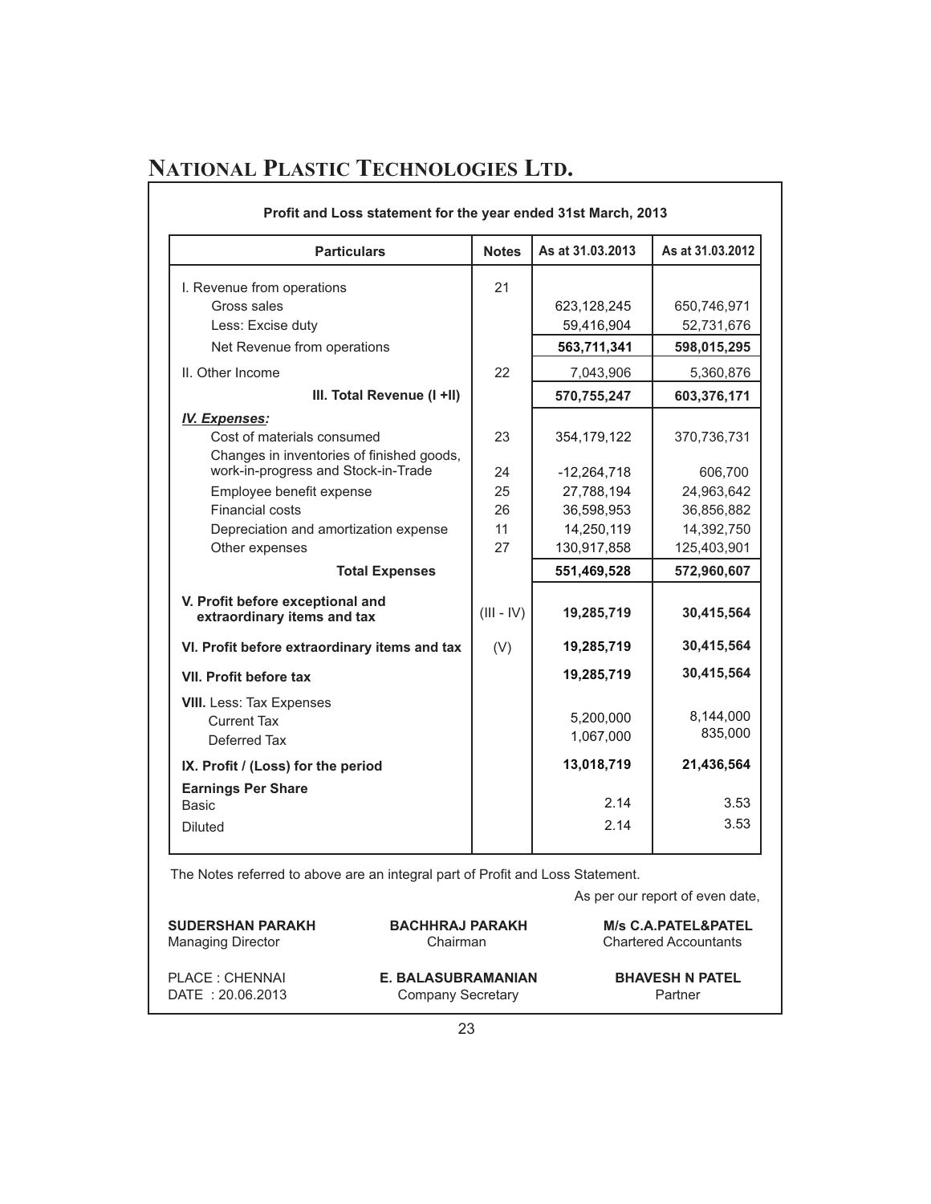# NATIONAL PLASTIC TECHNOLOGIES LTD.

**Profit and Loss statement for the year ended 31st March, 2013**

| Particulars | Notes | As at 31.03.2013 | As at 31.03.2012 |
|---|---|---|---|
| I. Revenue from operations | 21 | | |
| Gross sales | | 623,128,245 | 650,746,971 |
| Less: Excise duty | | 59,416,904 | 52,731,676 |
| Net Revenue from operations | | **563,711,341** | **598,015,295** |
| II. Other Income | 22 | 7,043,906 | 5,360,876 |
| **III. Total Revenue (I +II)** | | **570,755,247** | **603,376,171** |
| ***IV. Expenses:*** | | | |
| Cost of materials consumed | 23 | 354,179,122 | 370,736,731 |
| Changes in inventories of finished goods, work-in-progress and Stock-in-Trade | 24 | -12,264,718 | 606,700 |
| Employee benefit expense | 25 | 27,788,194 | 24,963,642 |
| Financial costs | 26 | 36,598,953 | 36,856,882 |
| Depreciation and amortization expense | 11 | 14,250,119 | 14,392,750 |
| Other expenses | 27 | 130,917,858 | 125,403,901 |
| **Total Expenses** | | **551,469,528** | **572,960,607** |
| **V. Profit before exceptional and extraordinary items and tax** | (III - IV) | **19,285,719** | **30,415,564** |
| **VI. Profit before extraordinary items and tax** | (V) | **19,285,719** | **30,415,564** |
| **VII. Profit before tax** | | **19,285,719** | **30,415,564** |
| **VIII.** Less: Tax Expenses | | | |
| Current Tax | | 5,200,000 | 8,144,000 |
| Deferred Tax | | 1,067,000 | 835,000 |
| **IX. Profit / (Loss) for the period** | | **13,018,719** | **21,436,564** |
| **Earnings Per Share** | | | |
| Basic | | 2.14 | 3.53 |
| Diluted | | 2.14 | 3.53 |

The Notes referred to above are an integral part of Profit and Loss Statement.

As per our report of even date,

**SUDERSHAN PARAKH**
Managing Director

**BACHHRAJ PARAKH**
Chairman

**M/s C.A.PATEL&PATEL**
Chartered Accountants

PLACE : CHENNAI
DATE : 20.06.2013

**E. BALASUBRAMANIAN**
Company Secretary

**BHAVESH N PATEL**
Partner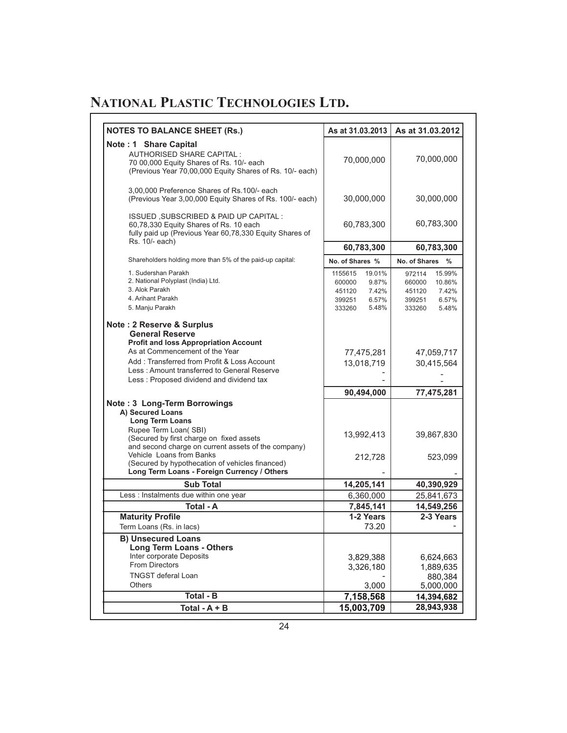# NATIONAL PLASTIC TECHNOLOGIES LTD.

| NOTES TO BALANCE SHEET (Rs.) | As at 31.03.2013 | | As at 31.03.2012 | |
|---|---|---|---|---|
| **Note : 1 Share Capital** | | | | |
| AUTHORISED SHARE CAPITAL :<br>70 00,000 Equity Shares of Rs. 10/- each<br>(Previous Year 70,00,000 Equity Shares of Rs. 10/- each) | 70,000,000 | | 70,000,000 | |
| 3,00,000 Preference Shares of Rs.100/- each<br>(Previous Year 3,00,000 Equity Shares of Rs. 100/- each) | 30,000,000 | | 30,000,000 | |
| ISSUED ,SUBSCRIBED & PAID UP CAPITAL :<br>60,78,330 Equity Shares of Rs. 10 each<br>fully paid up (Previous Year 60,78,330 Equity Shares of Rs. 10/- each) | 60,783,300 | | 60,783,300 | |
| | **60,783,300** | | **60,783,300** | |
| Shareholders holding more than 5% of the paid-up capital: | **No. of Shares** | **%** | **No. of Shares** | **%** |
| 1. Sudershan Parakh | 1155615 | 19.01% | 972114 | 15.99% |
| 2. National Polyplast (India) Ltd. | 600000 | 9.87% | 660000 | 10.86% |
| 3. Alok Parakh | 451120 | 7.42% | 451120 | 7.42% |
| 4. Arihant Parakh | 399251 | 6.57% | 399251 | 6.57% |
| 5. Manju Parakh | 333260 | 5.48% | 333260 | 5.48% |
| **Note : 2 Reserve & Surplus** | | | | |
| **General Reserve** | | | | |
| **Profit and loss Appropriation Account** | | | | |
| As at Commencement of the Year | 77,475,281 | | 47,059,717 | |
| Add : Transferred from Profit & Loss Account | 13,018,719 | | 30,415,564 | |
| Less : Amount transferred to General Reserve | - | | - | |
| Less : Proposed dividend and dividend tax | - | | - | |
| | **90,494,000** | | **77,475,281** | |
| **Note : 3 Long-Term Borrowings** | | | | |
| **A) Secured Loans** | | | | |
| **Long Term Loans** | | | | |
| Rupee Term Loan( SBI)<br>(Secured by first charge on fixed assets and second charge on current assets of the company) | 13,992,413 | | 39,867,830 | |
| Vehicle Loans from Banks<br>(Secured by hypothecation of vehicles financed) | 212,728 | | 523,099 | |
| **Long Term Loans - Foreign Currency / Others** | - | | - | |
| **Sub Total** | **14,205,141** | | **40,390,929** | |
| Less : Instalments due within one year | 6,360,000 | | 25,841,673 | |
| **Total - A** | **7,845,141** | | **14,549,256** | |
| **Maturity Profile** | **1-2 Years** | | **2-3 Years** | |
| Term Loans (Rs. in lacs) | 73.20 | | - | |
| **B) Unsecured Loans** | | | | |
| **Long Term Loans - Others** | | | | |
| Inter corporate Deposits | 3,829,388 | | 6,624,663 | |
| From Directors | 3,326,180 | | 1,889,635 | |
| TNGST deferal Loan | - | | 880,384 | |
| Others | 3,000 | | 5,000,000 | |
| **Total - B** | **7,158,568** | | **14,394,682** | |
| **Total - A + B** | **15,003,709** | | **28,943,938** | |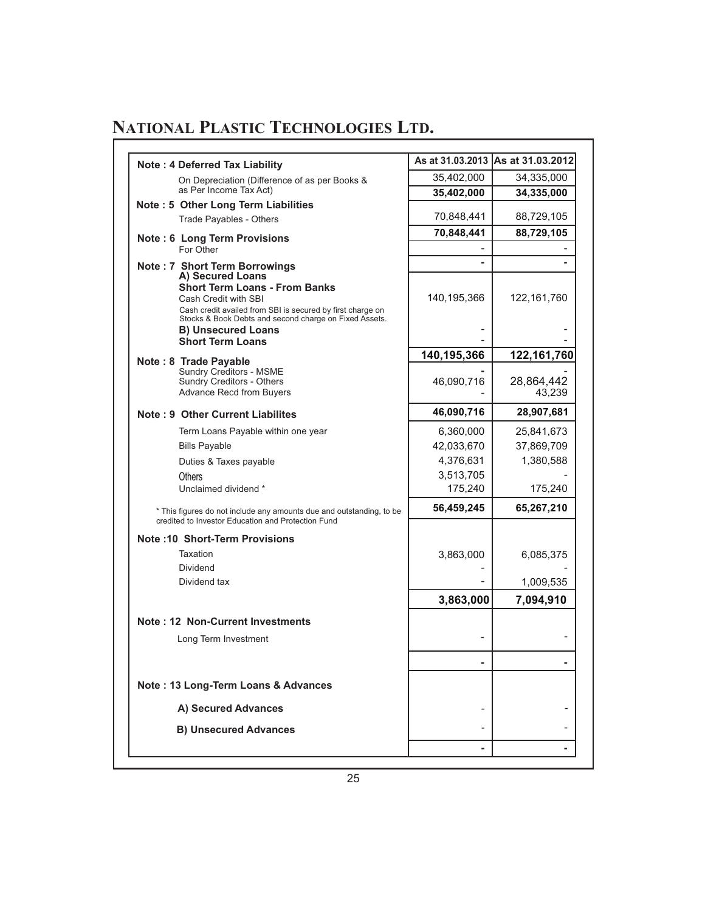# NATIONAL PLASTIC TECHNOLOGIES LTD.

| | As at 31.03.2013 | As at 31.03.2012 |
|---|---|---|
| **Note : 4 Deferred Tax Liability** | | |
| On Depreciation (Difference of as per Books & as Per Income Tax Act) | 35,402,000 | 34,335,000 |
| | **35,402,000** | **34,335,000** |
| **Note : 5 Other Long Term Liabilities** | | |
| Trade Payables - Others | 70,848,441 | 88,729,105 |
| | **70,848,441** | **88,729,105** |
| **Note : 6 Long Term Provisions** | | |
| For Other | - | - |
| | **-** | **-** |
| **Note : 7 Short Term Borrowings** | | |
| **A) Secured Loans** | | |
| **Short Term Loans - From Banks** | | |
| Cash Credit with SBI | 140,195,366 | 122,161,760 |
| Cash credit availed from SBI is secured by first charge on Stocks & Book Debts and second charge on Fixed Assets. | | |
| **B) Unsecured Loans** | - | - |
| **Short Term Loans** | - | - |
| | **140,195,366** | **122,161,760** |
| **Note : 8 Trade Payable** | | |
| Sundry Creditors - MSME | - | - |
| Sundry Creditors - Others | 46,090,716 | 28,864,442 |
| Advance Recd from Buyers | - | 43,239 |
| | **46,090,716** | **28,907,681** |
| **Note : 9 Other Current Liabilites** | | |
| Term Loans Payable within one year | 6,360,000 | 25,841,673 |
| Bills Payable | 42,033,670 | 37,869,709 |
| Duties & Taxes payable | 4,376,631 | 1,380,588 |
| Others | 3,513,705 | - |
| Unclaimed dividend * | 175,240 | 175,240 |
| | **56,459,245** | **65,267,210** |
| * This figures do not include any amounts due and outstanding, to be credited to Investor Education and Protection Fund | | |
| **Note :10 Short-Term Provisions** | | |
| Taxation | 3,863,000 | 6,085,375 |
| Dividend | - | - |
| Dividend tax | - | 1,009,535 |
| | **3,863,000** | **7,094,910** |
| **Note : 12 Non-Current Investments** | | |
| Long Term Investment | - | - |
| | **-** | **-** |
| **Note : 13 Long-Term Loans & Advances** | | |
| **A) Secured Advances** | - | - |
| **B) Unsecured Advances** | - | - |
| | **-** | **-** |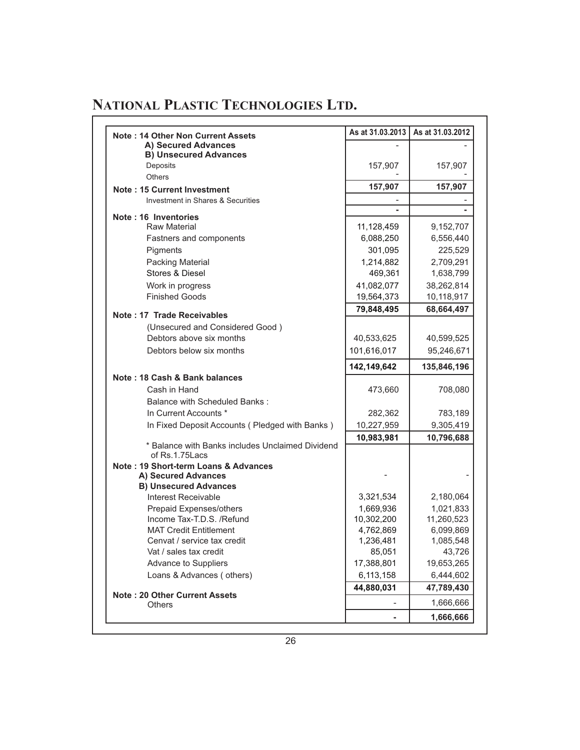# NATIONAL PLASTIC TECHNOLOGIES LTD.

| | As at 31.03.2013 | As at 31.03.2012 |
|---|---|---|
| **Note : 14 Other Non Current Assets** | | |
| **A) Secured Advances** | - | - |
| **B) Unsecured Advances** | | |
| Deposits | 157,907 | 157,907 |
| Others | - | - |
| | **157,907** | **157,907** |
| **Note : 15 Current Investment** | | |
| Investment in Shares & Securities | - | - |
| | **-** | **-** |
| **Note : 16 Inventories** | | |
| Raw Material | 11,128,459 | 9,152,707 |
| Fastners and components | 6,088,250 | 6,556,440 |
| Pigments | 301,095 | 225,529 |
| Packing Material | 1,214,882 | 2,709,291 |
| Stores & Diesel | 469,361 | 1,638,799 |
| Work in progress | 41,082,077 | 38,262,814 |
| Finished Goods | 19,564,373 | 10,118,917 |
| | **79,848,495** | **68,664,497** |
| **Note : 17 Trade Receivables** | | |
| (Unsecured and Considered Good ) | | |
| Debtors above six months | 40,533,625 | 40,599,525 |
| Debtors below six months | 101,616,017 | 95,246,671 |
| | **142,149,642** | **135,846,196** |
| **Note : 18 Cash & Bank balances** | | |
| Cash in Hand | 473,660 | 708,080 |
| Balance with Scheduled Banks : | | |
| In Current Accounts * | 282,362 | 783,189 |
| In Fixed Deposit Accounts ( Pledged with Banks ) | 10,227,959 | 9,305,419 |
| | **10,983,981** | **10,796,688** |
| * Balance with Banks includes Unclaimed Dividend of Rs.1.75Lacs | | |
| **Note : 19 Short-term Loans & Advances** | | |
| **A) Secured Advances** | - | - |
| **B) Unsecured Advances** | | |
| Interest Receivable | 3,321,534 | 2,180,064 |
| Prepaid Expenses/others | 1,669,936 | 1,021,833 |
| Income Tax-T.D.S. /Refund | 10,302,200 | 11,260,523 |
| MAT Credit Entitlement | 4,762,869 | 6,099,869 |
| Cenvat / service tax credit | 1,236,481 | 1,085,548 |
| Vat / sales tax credit | 85,051 | 43,726 |
| Advance to Suppliers | 17,388,801 | 19,653,265 |
| Loans & Advances ( others) | 6,113,158 | 6,444,602 |
| | **44,880,031** | **47,789,430** |
| **Note : 20 Other Current Assets** | | |
| Others | - | 1,666,666 |
| | **-** | **1,666,666** |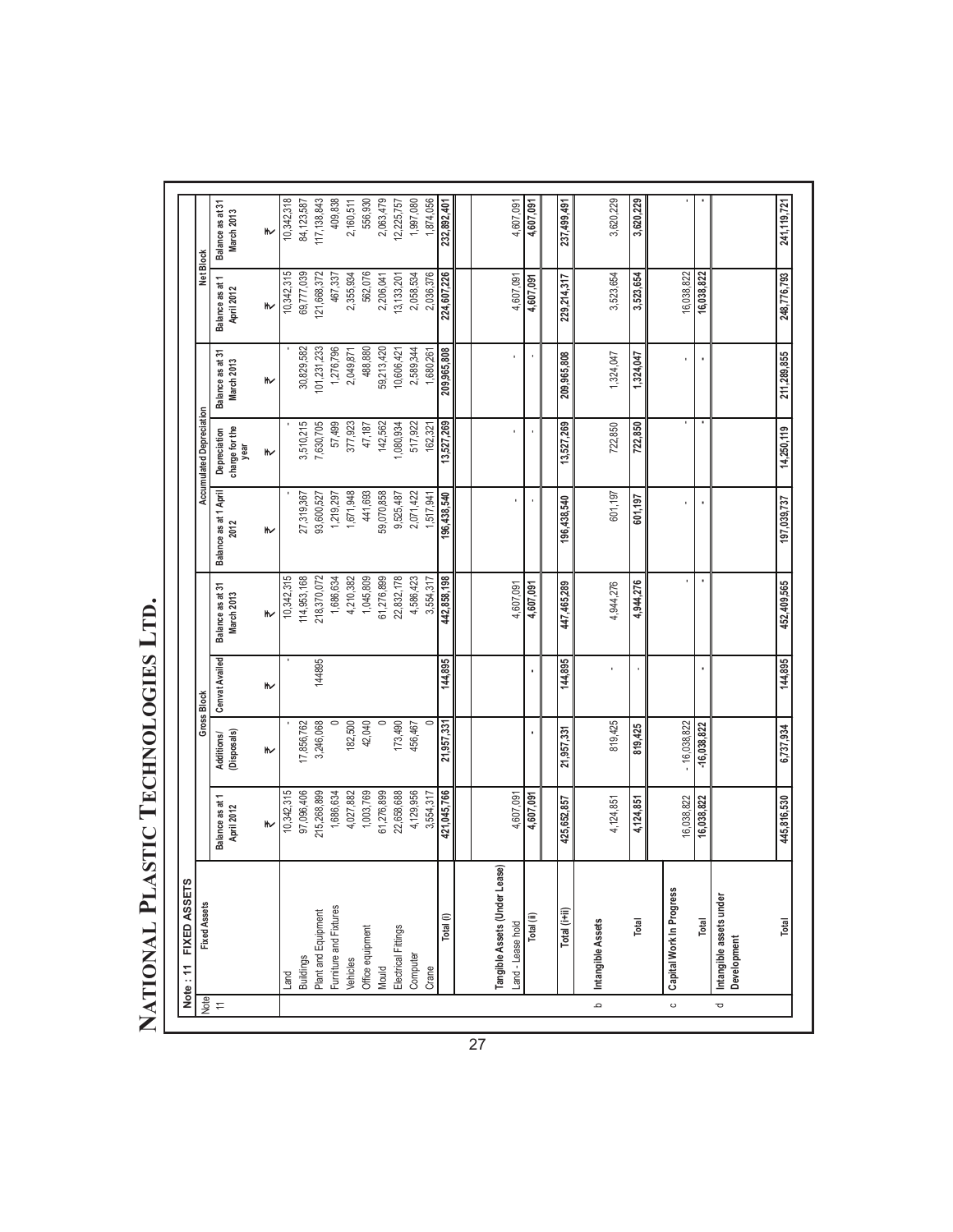# NATIONAL PLASTIC TECHNOLOGIES LTD.

**Note : 11 FIXED ASSETS**

| Note | Fixed Assets | Gross Block | | | | Accumulated Depreciation | | | Net Block | |
|---|---|---|---|---|---|---|---|---|---|---|
| | | Balance as at 1 April 2012 | Additions/ (Disposals) | Cenvat Availed | Balance as at 31 March 2013 | Balance as at 1 April 2012 | Depreciation charge for the year | Balance as at 31 March 2013 | Balance as at 1 April 2012 | Balance as at 31 March 2013 |
| | | ₹ | ₹ | ₹ | ₹ | ₹ | ₹ | ₹ | ₹ | ₹ |
| 11 | Land | 10,342,315 | - | - | 10,342,315 | - | - | - | 10,342,315 | 10,342,318 |
| | Buildings | 97,096,406 | 17,856,762 | | 114,953,168 | 27,319,367 | 3,510,215 | 30,829,582 | 69,777,039 | 84,123,587 |
| | Plant and Equipment | 215,268,899 | 3,246,068 | 144895 | 218,370,072 | 93,600,527 | 7,630,705 | 101,231,233 | 121,668,372 | 117,138,843 |
| | Furniture and Fixtures | 1,686,634 | 0 | | 1,686,634 | 1,219,297 | 57,499 | 1,276,796 | 467,337 | 409,838 |
| | Vehicles | 4,027,882 | 182,500 | | 4,210,382 | 1,671,948 | 377,923 | 2,049,871 | 2,355,934 | 2,160,511 |
| | Office equipment | 1,003,769 | 42,040 | | 1,045,809 | 441,693 | 47,187 | 488,880 | 562,076 | 556,930 |
| | Mould | 61,276,899 | 0 | | 61,276,899 | 59,070,858 | 142,562 | 59,213,420 | 2,206,041 | 2,063,479 |
| | Electrical Fittings | 22,658,688 | 173,490 | | 22,832,178 | 9,525,487 | 1,080,934 | 10,606,421 | 13,133,201 | 12,225,757 |
| | Computer | 4,129,956 | 456,467 | | 4,586,423 | 2,071,422 | 517,922 | 2,589,344 | 2,058,534 | 1,997,080 |
| | Crane | 3,554,317 | 0 | | 3,554,317 | 1,517,941 | 162,321 | 1,680,261 | 2,036,376 | 1,874,056 |
| | **Total (i)** | **421,045,766** | **21,957,331** | **144,895** | **442,858,198** | **196,438,540** | **13,527,269** | **209,965,808** | **224,607,226** | **232,892,401** |
| | **Tangible Assets (Under Lease)** | | | | | | | | | |
| | Land - Lease hold | 4,607,091 | | | 4,607,091 | - | - | - | 4,607,091 | 4,607,091 |
| | **Total (ii)** | **4,607,091** | **-** | **-** | **4,607,091** | **-** | **-** | **-** | **4,607,091** | **4,607,091** |
| | **Total (i+ii)** | **425,652,857** | **21,957,331** | **144,895** | **447,465,289** | **196,438,540** | **13,527,269** | **209,965,808** | **229,214,317** | **237,499,491** |
| b | **Intangible Assets** | 4,124,851 | 819,425 | - | 4,944,276 | 601,197 | 722,850 | 1,324,047 | 3,523,654 | 3,620,229 |
| | **Total** | **4,124,851** | **819,425** | **-** | **4,944,276** | **601,197** | **722,850** | **1,324,047** | **3,523,654** | **3,620,229** |
| c | **Capital Work In Progress** | 16,038,822 | - 16,038,822 | | - | - | - | - | 16,038,822 | - |
| | **Total** | **16,038,822** | **-16,038,822** | **-** | **-** | **-** | **-** | **-** | **16,038,822** | **-** |
| d | **Intangible assets under Development** | | | | | | | | | |
| | **Total** | **445,816,530** | **6,737,934** | **144,895** | **452,409,565** | **197,039,737** | **14,250,119** | **211,289,855** | **248,776,793** | **241,119,721** |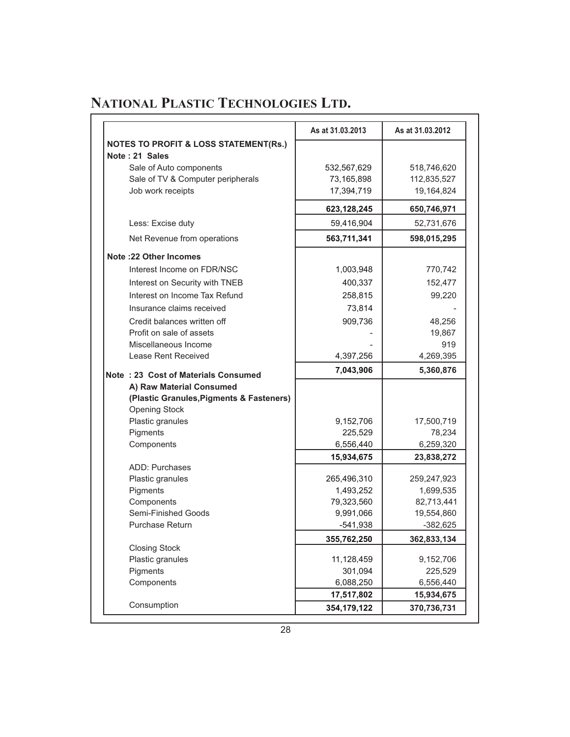# National Plastic Technologies Ltd.

| | As at 31.03.2013 | As at 31.03.2012 |
|---|---|---|
| **NOTES TO PROFIT & LOSS STATEMENT(Rs.)** | | |
| **Note : 21 Sales** | | |
| Sale of Auto components | 532,567,629 | 518,746,620 |
| Sale of TV & Computer peripherals | 73,165,898 | 112,835,527 |
| Job work receipts | 17,394,719 | 19,164,824 |
| | **623,128,245** | **650,746,971** |
| Less: Excise duty | 59,416,904 | 52,731,676 |
| Net Revenue from operations | **563,711,341** | **598,015,295** |
| **Note :22 Other Incomes** | | |
| Interest Income on FDR/NSC | 1,003,948 | 770,742 |
| Interest on Security with TNEB | 400,337 | 152,477 |
| Interest on Income Tax Refund | 258,815 | 99,220 |
| Insurance claims received | 73,814 | - |
| Credit balances written off | 909,736 | 48,256 |
| Profit on sale of assets | - | 19,867 |
| Miscellaneous Income | - | 919 |
| Lease Rent Received | 4,397,256 | 4,269,395 |
| | **7,043,906** | **5,360,876** |
| **Note : 23 Cost of Materials Consumed** | | |
| **A) Raw Material Consumed** | | |
| **(Plastic Granules,Pigments & Fasteners)** | | |
| Opening Stock | | |
| Plastic granules | 9,152,706 | 17,500,719 |
| Pigments | 225,529 | 78,234 |
| Components | 6,556,440 | 6,259,320 |
| | **15,934,675** | **23,838,272** |
| ADD: Purchases | | |
| Plastic granules | 265,496,310 | 259,247,923 |
| Pigments | 1,493,252 | 1,699,535 |
| Components | 79,323,560 | 82,713,441 |
| Semi-Finished Goods | 9,991,066 | 19,554,860 |
| Purchase Return | -541,938 | -382,625 |
| | **355,762,250** | **362,833,134** |
| Closing Stock | | |
| Plastic granules | 11,128,459 | 9,152,706 |
| Pigments | 301,094 | 225,529 |
| Components | 6,088,250 | 6,556,440 |
| | **17,517,802** | **15,934,675** |
| Consumption | **354,179,122** | **370,736,731** |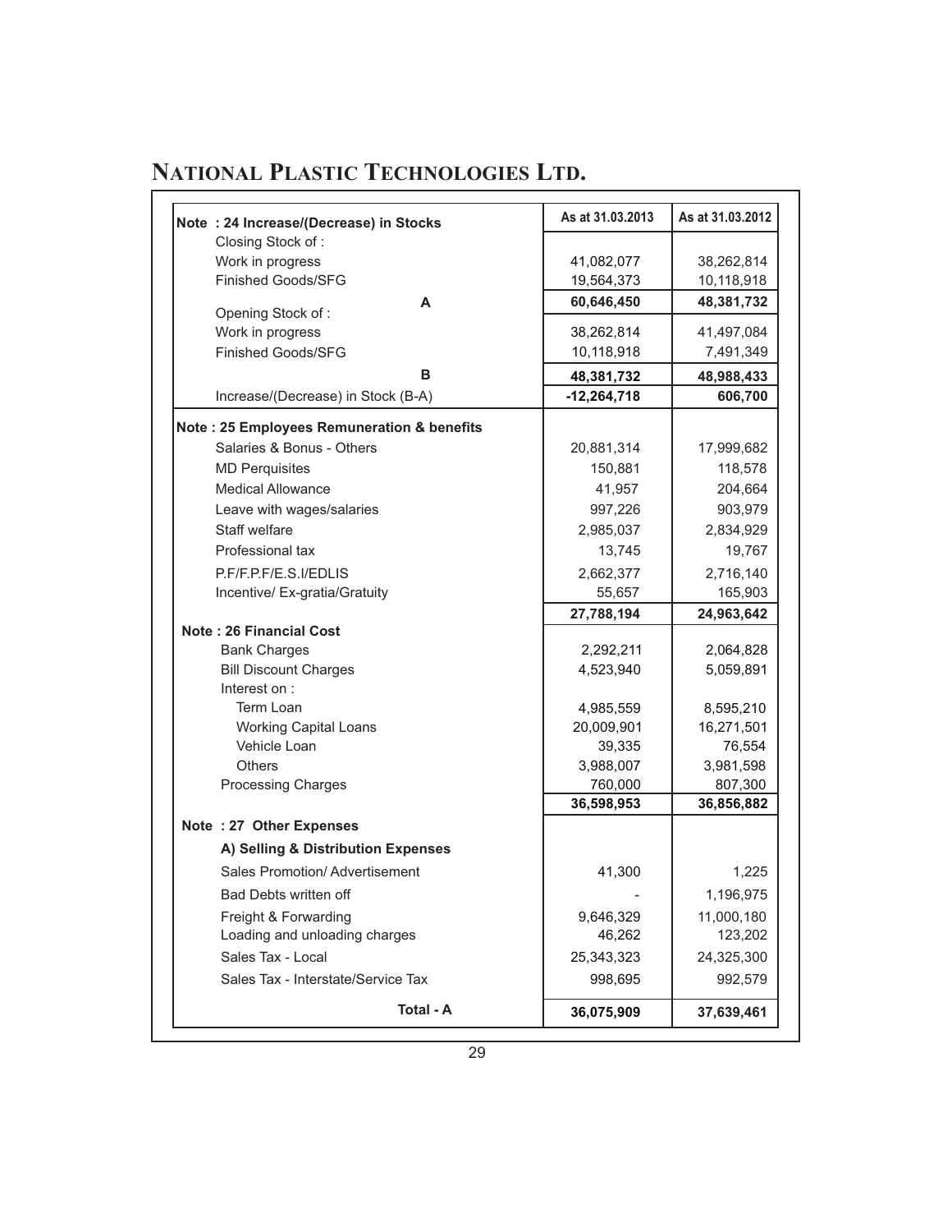# NATIONAL PLASTIC TECHNOLOGIES LTD.

| | As at 31.03.2013 | As at 31.03.2012 |
|---|---|---|
| **Note : 24 Increase/(Decrease) in Stocks** | | |
| Closing Stock of : | | |
| Work in progress | 41,082,077 | 38,262,814 |
| Finished Goods/SFG | 19,564,373 | 10,118,918 |
| **A** | **60,646,450** | **48,381,732** |
| Opening Stock of : | | |
| Work in progress | 38,262,814 | 41,497,084 |
| Finished Goods/SFG | 10,118,918 | 7,491,349 |
| **B** | **48,381,732** | **48,988,433** |
| Increase/(Decrease) in Stock (B-A) | **-12,264,718** | **606,700** |
| **Note : 25 Employees Remuneration & benefits** | | |
| Salaries & Bonus - Others | 20,881,314 | 17,999,682 |
| MD Perquisites | 150,881 | 118,578 |
| Medical Allowance | 41,957 | 204,664 |
| Leave with wages/salaries | 997,226 | 903,979 |
| Staff welfare | 2,985,037 | 2,834,929 |
| Professional tax | 13,745 | 19,767 |
| P.F/F.P.F/E.S.I/EDLIS | 2,662,377 | 2,716,140 |
| Incentive/ Ex-gratia/Gratuity | 55,657 | 165,903 |
| | **27,788,194** | **24,963,642** |
| **Note : 26 Financial Cost** | | |
| Bank Charges | 2,292,211 | 2,064,828 |
| Bill Discount Charges | 4,523,940 | 5,059,891 |
| Interest on : | | |
| Term Loan | 4,985,559 | 8,595,210 |
| Working Capital Loans | 20,009,901 | 16,271,501 |
| Vehicle Loan | 39,335 | 76,554 |
| Others | 3,988,007 | 3,981,598 |
| Processing Charges | 760,000 | 807,300 |
| | **36,598,953** | **36,856,882** |
| **Note : 27 Other Expenses** | | |
| **A) Selling & Distribution Expenses** | | |
| Sales Promotion/ Advertisement | 41,300 | 1,225 |
| Bad Debts written off | - | 1,196,975 |
| Freight & Forwarding | 9,646,329 | 11,000,180 |
| Loading and unloading charges | 46,262 | 123,202 |
| Sales Tax - Local | 25,343,323 | 24,325,300 |
| Sales Tax - Interstate/Service Tax | 998,695 | 992,579 |
| **Total - A** | **36,075,909** | **37,639,461** |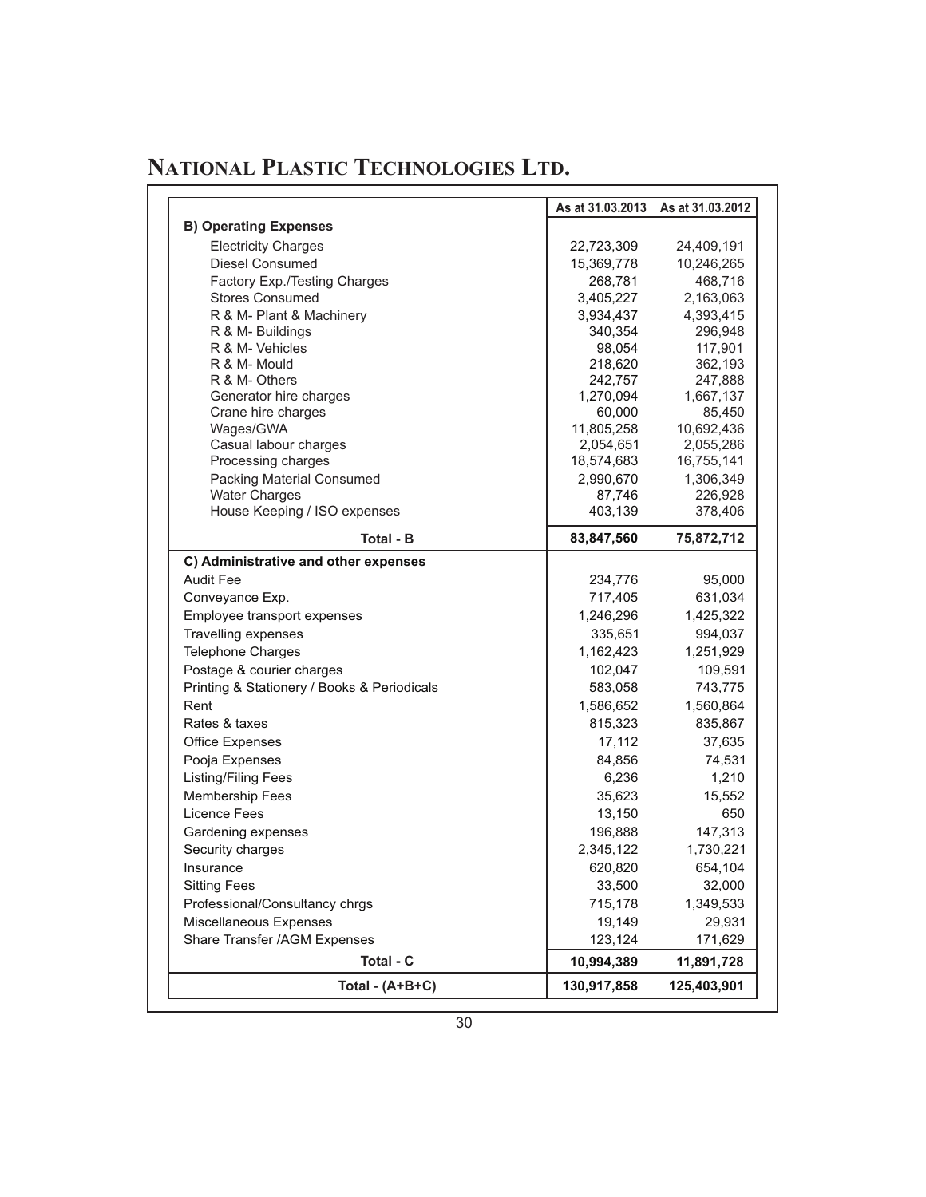# National Plastic Technologies Ltd.

| | As at 31.03.2013 | As at 31.03.2012 |
|---|---|---|
| **B) Operating Expenses** | | |
| Electricity Charges | 22,723,309 | 24,409,191 |
| Diesel Consumed | 15,369,778 | 10,246,265 |
| Factory Exp./Testing Charges | 268,781 | 468,716 |
| Stores Consumed | 3,405,227 | 2,163,063 |
| R & M- Plant & Machinery | 3,934,437 | 4,393,415 |
| R & M- Buildings | 340,354 | 296,948 |
| R & M- Vehicles | 98,054 | 117,901 |
| R & M- Mould | 218,620 | 362,193 |
| R & M- Others | 242,757 | 247,888 |
| Generator hire charges | 1,270,094 | 1,667,137 |
| Crane hire charges | 60,000 | 85,450 |
| Wages/GWA | 11,805,258 | 10,692,436 |
| Casual labour charges | 2,054,651 | 2,055,286 |
| Processing charges | 18,574,683 | 16,755,141 |
| Packing Material Consumed | 2,990,670 | 1,306,349 |
| Water Charges | 87,746 | 226,928 |
| House Keeping / ISO expenses | 403,139 | 378,406 |
| **Total - B** | **83,847,560** | **75,872,712** |
| **C) Administrative and other expenses** | | |
| Audit Fee | 234,776 | 95,000 |
| Conveyance Exp. | 717,405 | 631,034 |
| Employee transport expenses | 1,246,296 | 1,425,322 |
| Travelling expenses | 335,651 | 994,037 |
| Telephone Charges | 1,162,423 | 1,251,929 |
| Postage & courier charges | 102,047 | 109,591 |
| Printing & Stationery / Books & Periodicals | 583,058 | 743,775 |
| Rent | 1,586,652 | 1,560,864 |
| Rates & taxes | 815,323 | 835,867 |
| Office Expenses | 17,112 | 37,635 |
| Pooja Expenses | 84,856 | 74,531 |
| Listing/Filing Fees | 6,236 | 1,210 |
| Membership Fees | 35,623 | 15,552 |
| Licence Fees | 13,150 | 650 |
| Gardening expenses | 196,888 | 147,313 |
| Security charges | 2,345,122 | 1,730,221 |
| Insurance | 620,820 | 654,104 |
| Sitting Fees | 33,500 | 32,000 |
| Professional/Consultancy chrgs | 715,178 | 1,349,533 |
| Miscellaneous Expenses | 19,149 | 29,931 |
| Share Transfer /AGM Expenses | 123,124 | 171,629 |
| **Total - C** | **10,994,389** | **11,891,728** |
| **Total - (A+B+C)** | **130,917,858** | **125,403,901** |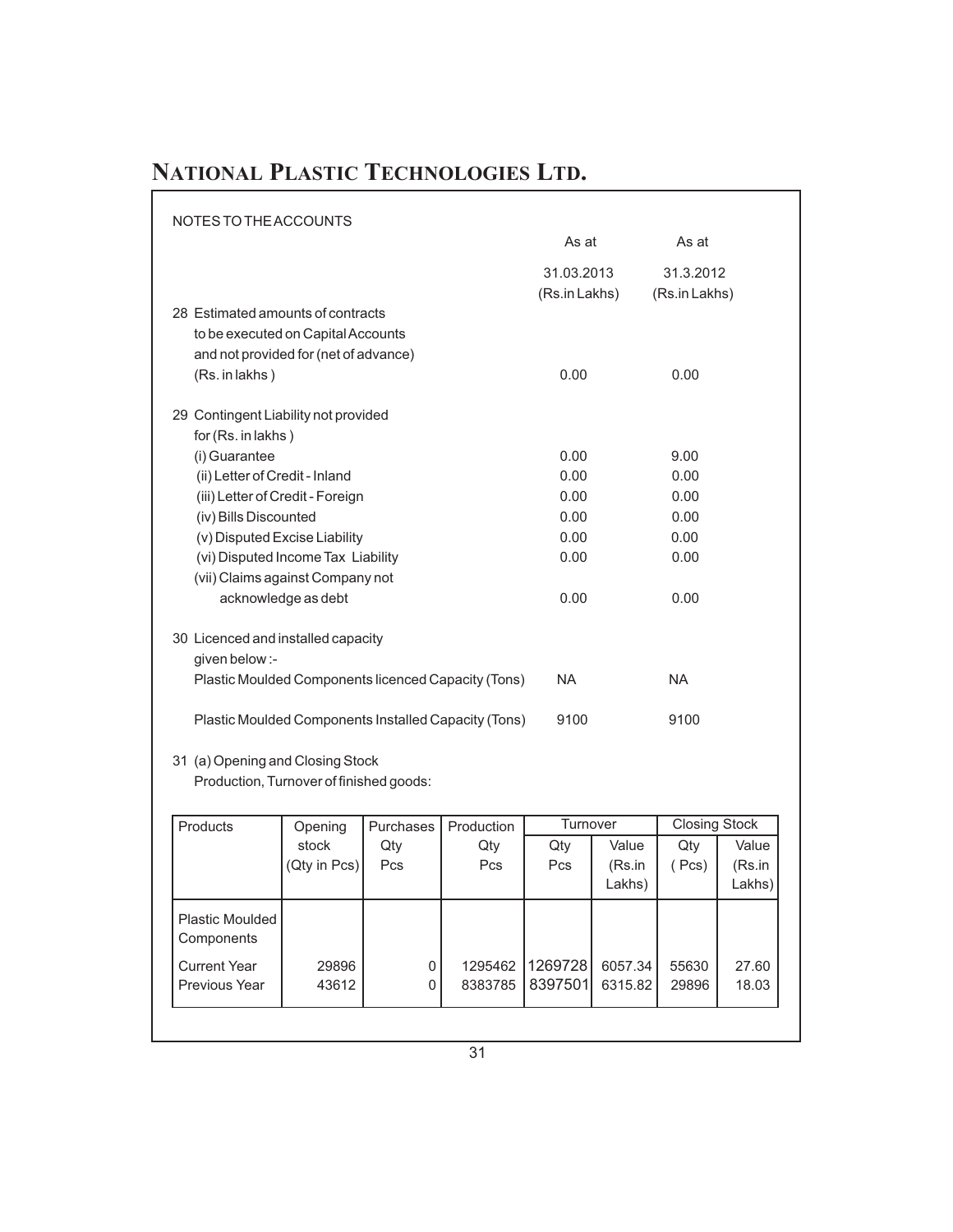# NATIONAL PLASTIC TECHNOLOGIES LTD.

NOTES TO THE ACCOUNTS

| | As at 31.03.2013 (Rs.in Lakhs) | As at 31.3.2012 (Rs.in Lakhs) |
|---|---|---|
| 28 Estimated amounts of contracts to be executed on Capital Accounts and not provided for (net of advance) (Rs. in lakhs ) | 0.00 | 0.00 |
| 29 Contingent Liability not provided for (Rs. in lakhs ) | | |
| (i) Guarantee | 0.00 | 9.00 |
| (ii) Letter of Credit - Inland | 0.00 | 0.00 |
| (iii) Letter of Credit - Foreign | 0.00 | 0.00 |
| (iv) Bills Discounted | 0.00 | 0.00 |
| (v) Disputed Excise Liability | 0.00 | 0.00 |
| (vi) Disputed Income Tax Liability | 0.00 | 0.00 |
| (vii) Claims against Company not acknowledge as debt | 0.00 | 0.00 |
| 30 Licenced and installed capacity given below :- | | |
| Plastic Moulded Components licenced Capacity (Tons) | NA | NA |
| Plastic Moulded Components Installed Capacity (Tons) | 9100 | 9100 |

31 (a) Opening and Closing Stock
Production, Turnover of finished goods:

| Products | Opening stock (Qty in Pcs) | Purchases Qty Pcs | Production Qty Pcs | Turnover | | Closing Stock | |
|---|---|---|---|---|---|---|---|
| | | | | Qty Pcs | Value (Rs.in Lakhs) | Qty ( Pcs) | Value (Rs.in Lakhs) |
| Plastic Moulded Components | | | | | | | |
| Current Year | 29896 | 0 | 1295462 | 1269728 | 6057.34 | 55630 | 27.60 |
| Previous Year | 43612 | 0 | 8383785 | 8397501 | 6315.82 | 29896 | 18.03 |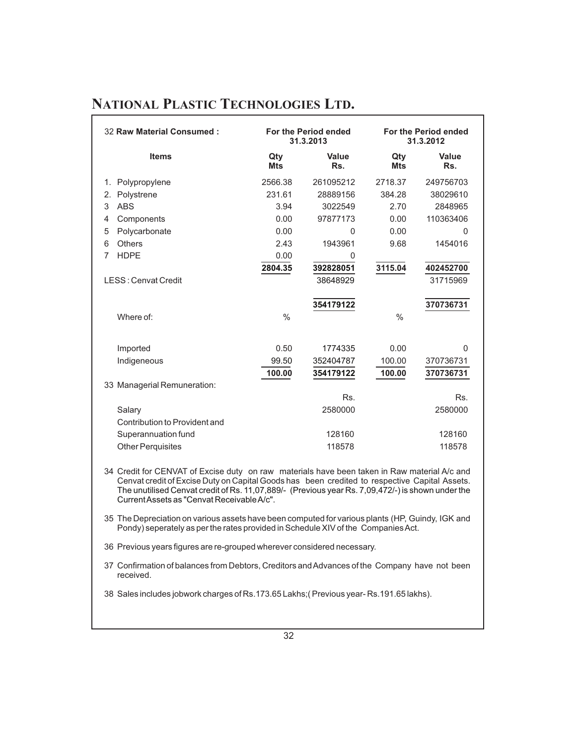# NATIONAL PLASTIC TECHNOLOGIES LTD.

| 32 **Raw Material Consumed :** | **For the Period ended 31.3.2013** | | **For the Period ended 31.3.2012** | |
|---|---|---|---|---|
| **Items** | **Qty Mts** | **Value Rs.** | **Qty Mts** | **Value Rs.** |
| 1. Polypropylene | 2566.38 | 261095212 | 2718.37 | 249756703 |
| 2. Polystrene | 231.61 | 28889156 | 384.28 | 38029610 |
| 3 ABS | 3.94 | 3022549 | 2.70 | 2848965 |
| 4 Components | 0.00 | 97877173 | 0.00 | 110363406 |
| 5 Polycarbonate | 0.00 | 0 | 0.00 | 0 |
| 6 Others | 2.43 | 1943961 | 9.68 | 1454016 |
| 7 HDPE | 0.00 | 0 | | |
| | **2804.35** | **392828051** | **3115.04** | **402452700** |
| LESS : Cenvat Credit | | 38648929 | | 31715969 |
| | | **354179122** | | **370736731** |
| Where of: | % | | % | |
| Imported | 0.50 | 1774335 | 0.00 | 0 |
| Indigeneous | 99.50 | 352404787 | 100.00 | 370736731 |
| | **100.00** | **354179122** | **100.00** | **370736731** |

| 33 Managerial Remuneration: | Rs. | Rs. |
|---|---|---|
| Salary | 2580000 | 2580000 |
| Contribution to Provident and Superannuation fund | 128160 | 128160 |
| Other Perquisites | 118578 | 118578 |

34 Credit for CENVAT of Excise duty on raw materials have been taken in Raw material A/c and Cenvat credit of Excise Duty on Capital Goods has been credited to respective Capital Assets. The unutilised Cenvat credit of Rs. 11,07,889/- (Previous year Rs. 7,09,472/-) is shown under the Current Assets as "Cenvat Receivable A/c".

35 The Depreciation on various assets have been computed for various plants (HP, Guindy, IGK and Pondy) seperately as per the rates provided in Schedule XIV of the Companies Act.

36 Previous years figures are re-grouped wherever considered necessary.

37 Confirmation of balances from Debtors, Creditors and Advances of the Company have not been received.

38 Sales includes jobwork charges of Rs.173.65 Lakhs;( Previous year- Rs.191.65 lakhs).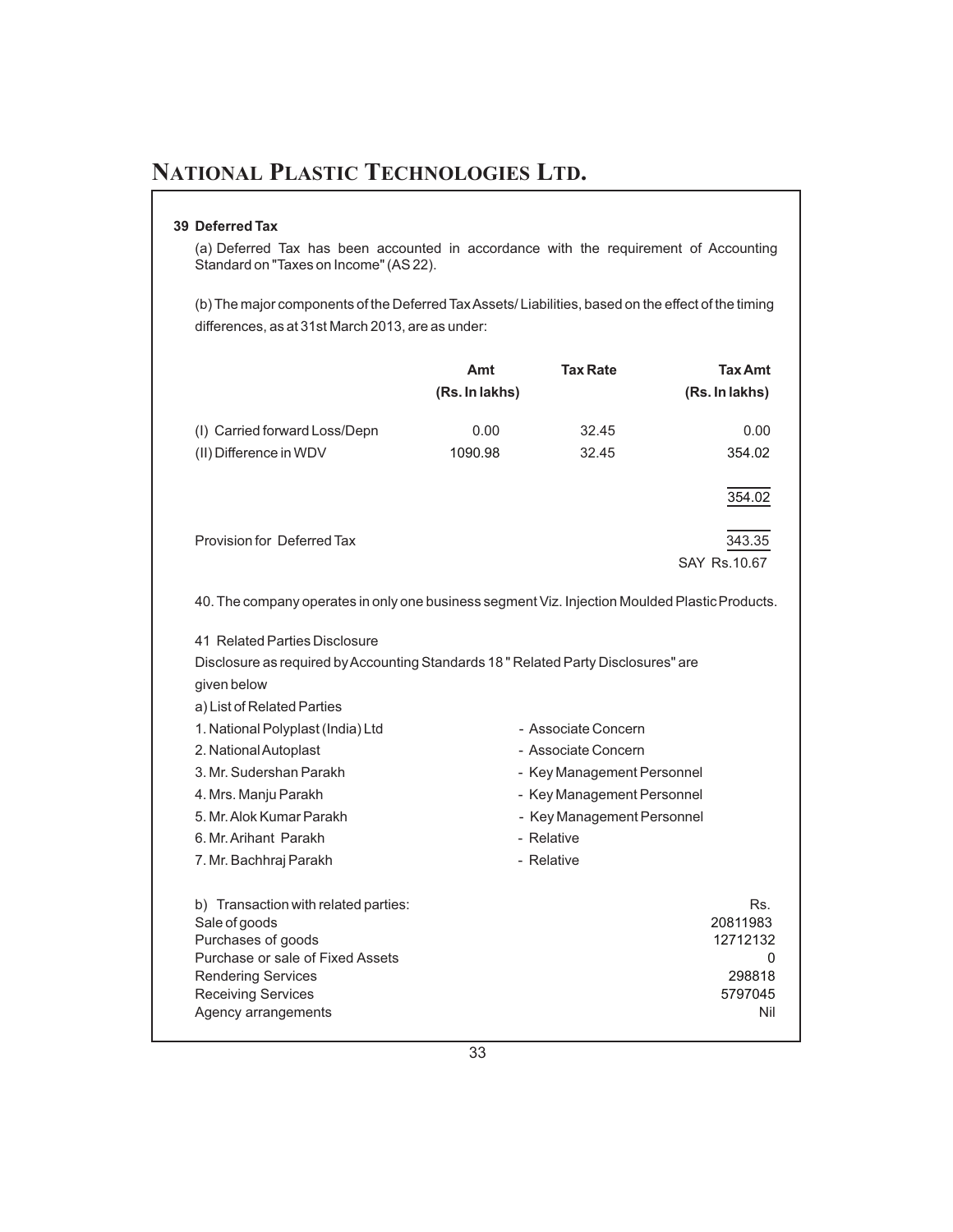**39 Deferred Tax**

(a) Deferred Tax has been accounted in accordance with the requirement of Accounting Standard on "Taxes on Income" (AS 22).

(b) The major components of the Deferred Tax Assets/ Liabilities, based on the effect of the timing differences, as at 31st March 2013, are as under:

| | Amt (Rs. In lakhs) | Tax Rate | Tax Amt (Rs. In lakhs) |
|---|---|---|---|
| (I) Carried forward Loss/Depn | 0.00 | 32.45 | 0.00 |
| (II) Difference in WDV | 1090.98 | 32.45 | 354.02 |
| | | | 354.02 |
| Provision for Deferred Tax | | | 343.35 |
| | | | SAY Rs.10.67 |

40. The company operates in only one business segment Viz. Injection Moulded Plastic Products.

41 Related Parties Disclosure

Disclosure as required by Accounting Standards 18 " Related Party Disclosures" are given below

a) List of Related Parties

| | |
|---|---|
| 1. National Polyplast (India) Ltd | - Associate Concern |
| 2. National Autoplast | - Associate Concern |
| 3. Mr. Sudershan Parakh | - Key Management Personnel |
| 4. Mrs. Manju Parakh | - Key Management Personnel |
| 5. Mr. Alok Kumar Parakh | - Key Management Personnel |
| 6. Mr. Arihant Parakh | - Relative |
| 7. Mr. Bachhraj Parakh | - Relative |

| b) Transaction with related parties: | Rs. |
|---|---|
| Sale of goods | 20811983 |
| Purchases of goods | 12712132 |
| Purchase or sale of Fixed Assets | 0 |
| Rendering Services | 298818 |
| Receiving Services | 5797045 |
| Agency arrangements | Nil |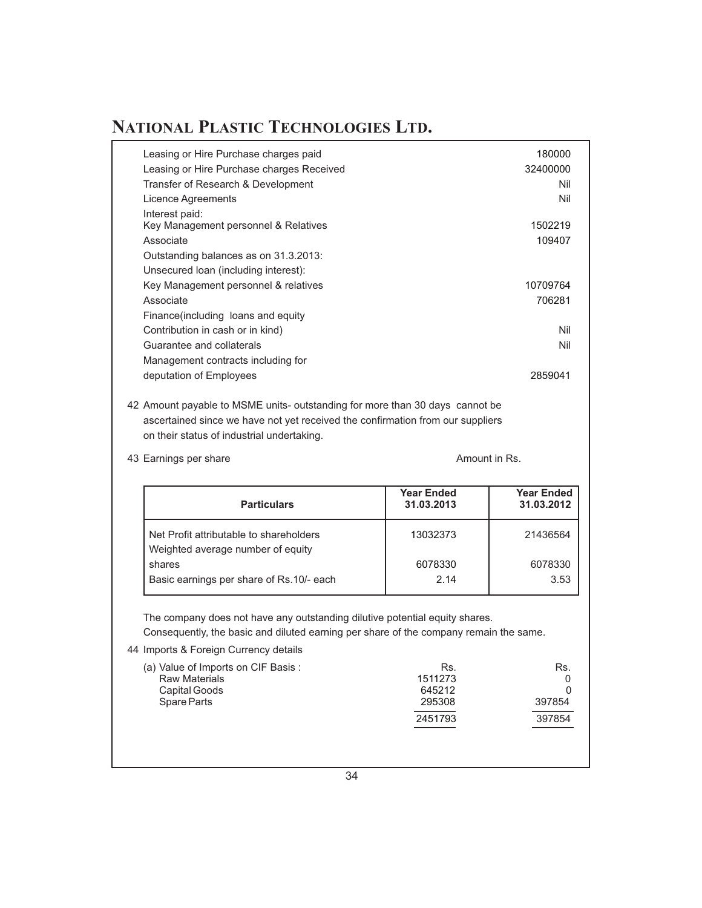| | |
|---|---|
| Leasing or Hire Purchase charges paid | 180000 |
| Leasing or Hire Purchase charges Received | 32400000 |
| Transfer of Research & Development | Nil |
| Licence Agreements | Nil |
| Interest paid: | |
| Key Management personnel & Relatives | 1502219 |
| Associate | 109407 |
| Outstanding balances as on 31.3.2013: | |
| Unsecured loan (including interest): | |
| Key Management personnel & relatives | 10709764 |
| Associate | 706281 |
| Finance(including loans and equity Contribution in cash or in kind) | Nil |
| Guarantee and collaterals | Nil |
| Management contracts including for deputation of Employees | 2859041 |

42 Amount payable to MSME units- outstanding for more than 30 days cannot be ascertained since we have not yet received the confirmation from our suppliers on their status of industrial undertaking.

43 Earnings per share

Amount in Rs.

| Particulars | Year Ended 31.03.2013 | Year Ended 31.03.2012 |
|---|---|---|
| Net Profit attributable to shareholders | 13032373 | 21436564 |
| Weighted average number of equity shares | 6078330 | 6078330 |
| Basic earnings per share of Rs.10/- each | 2.14 | 3.53 |

The company does not have any outstanding dilutive potential equity shares. Consequently, the basic and diluted earning per share of the company remain the same.

44 Imports & Foreign Currency details

| (a) Value of Imports on CIF Basis : | Rs. | Rs. |
|---|---|---|
| Raw Materials | 1511273 | 0 |
| Capital Goods | 645212 | 0 |
| Spare Parts | 295308 | 397854 |
| | 2451793 | 397854 |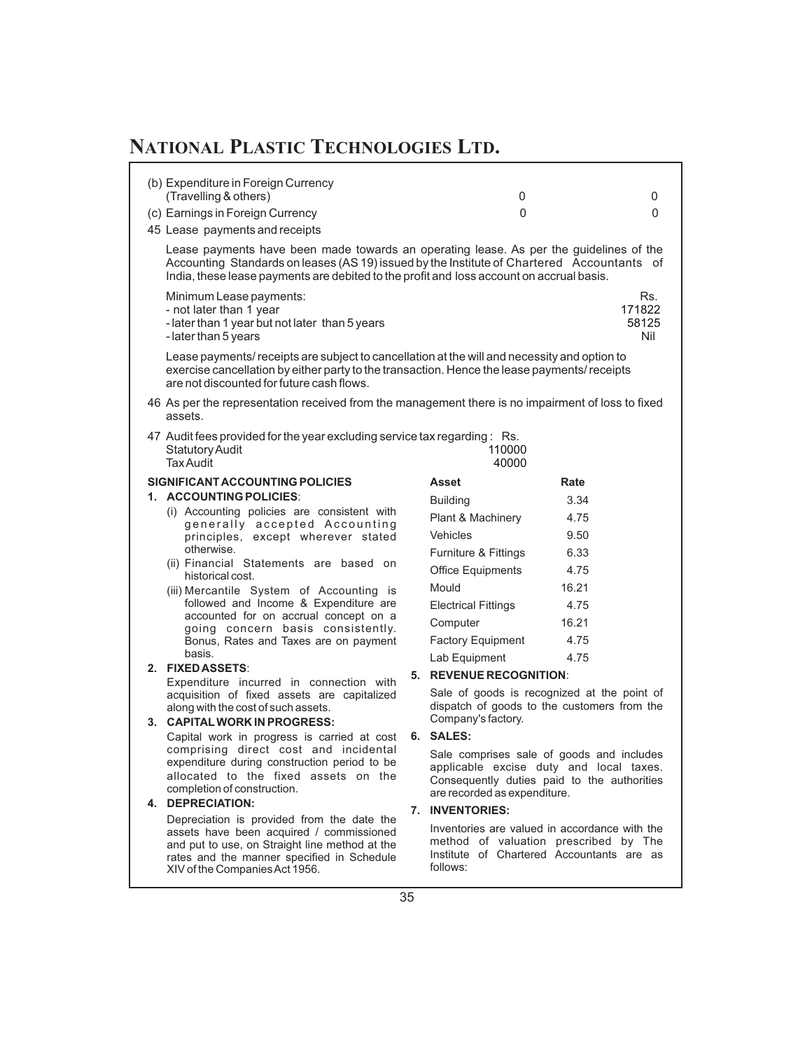(b) Expenditure in Foreign Currency (Travelling & others) | 0 | 0

(c) Earnings in Foreign Currency | 0 | 0

45 Lease payments and receipts

Lease payments have been made towards an operating lease. As per the guidelines of the Accounting Standards on leases (AS 19) issued by the Institute of Chartered Accountants of India, these lease payments are debited to the profit and loss account on accrual basis.

| Minimum Lease payments: | Rs. |
|---|---|
| - not later than 1 year | 171822 |
| - later than 1 year but not later than 5 years | 58125 |
| - later than 5 years | Nil |

Lease payments/ receipts are subject to cancellation at the will and necessity and option to exercise cancellation by either party to the transaction. Hence the lease payments/ receipts are not discounted for future cash flows.

46 As per the representation received from the management there is no impairment of loss to fixed assets.

47 Audit fees provided for the year excluding service tax regarding :

| | Rs. |
|---|---|
| Statutory Audit | 110000 |
| Tax Audit | 40000 |

## SIGNIFICANT ACCOUNTING POLICIES

**1. ACCOUNTING POLICIES**:

(i) Accounting policies are consistent with generally accepted Accounting principles, except wherever stated otherwise.

(ii) Financial Statements are based on historical cost.

(iii) Mercantile System of Accounting is followed and Income & Expenditure are accounted for on accrual concept on a going concern basis consistently. Bonus, Rates and Taxes are on payment basis.

**2. FIXED ASSETS**:

Expenditure incurred in connection with acquisition of fixed assets are capitalized along with the cost of such assets.

**3. CAPITAL WORK IN PROGRESS:**

Capital work in progress is carried at cost comprising direct cost and incidental expenditure during construction period to be allocated to the fixed assets on the completion of construction.

**4. DEPRECIATION:**

Depreciation is provided from the date the assets have been acquired / commissioned and put to use, on Straight line method at the rates and the manner specified in Schedule XIV of the Companies Act 1956.

| Asset | Rate |
|---|---|
| Building | 3.34 |
| Plant & Machinery | 4.75 |
| Vehicles | 9.50 |
| Furniture & Fittings | 6.33 |
| Office Equipments | 4.75 |
| Mould | 16.21 |
| Electrical Fittings | 4.75 |
| Computer | 16.21 |
| Factory Equipment | 4.75 |
| Lab Equipment | 4.75 |

**5. REVENUE RECOGNITION**:

Sale of goods is recognized at the point of dispatch of goods to the customers from the Company's factory.

**6. SALES:**

Sale comprises sale of goods and includes applicable excise duty and local taxes. Consequently duties paid to the authorities are recorded as expenditure.

**7. INVENTORIES:**

Inventories are valued in accordance with the method of valuation prescribed by The Institute of Chartered Accountants are as follows: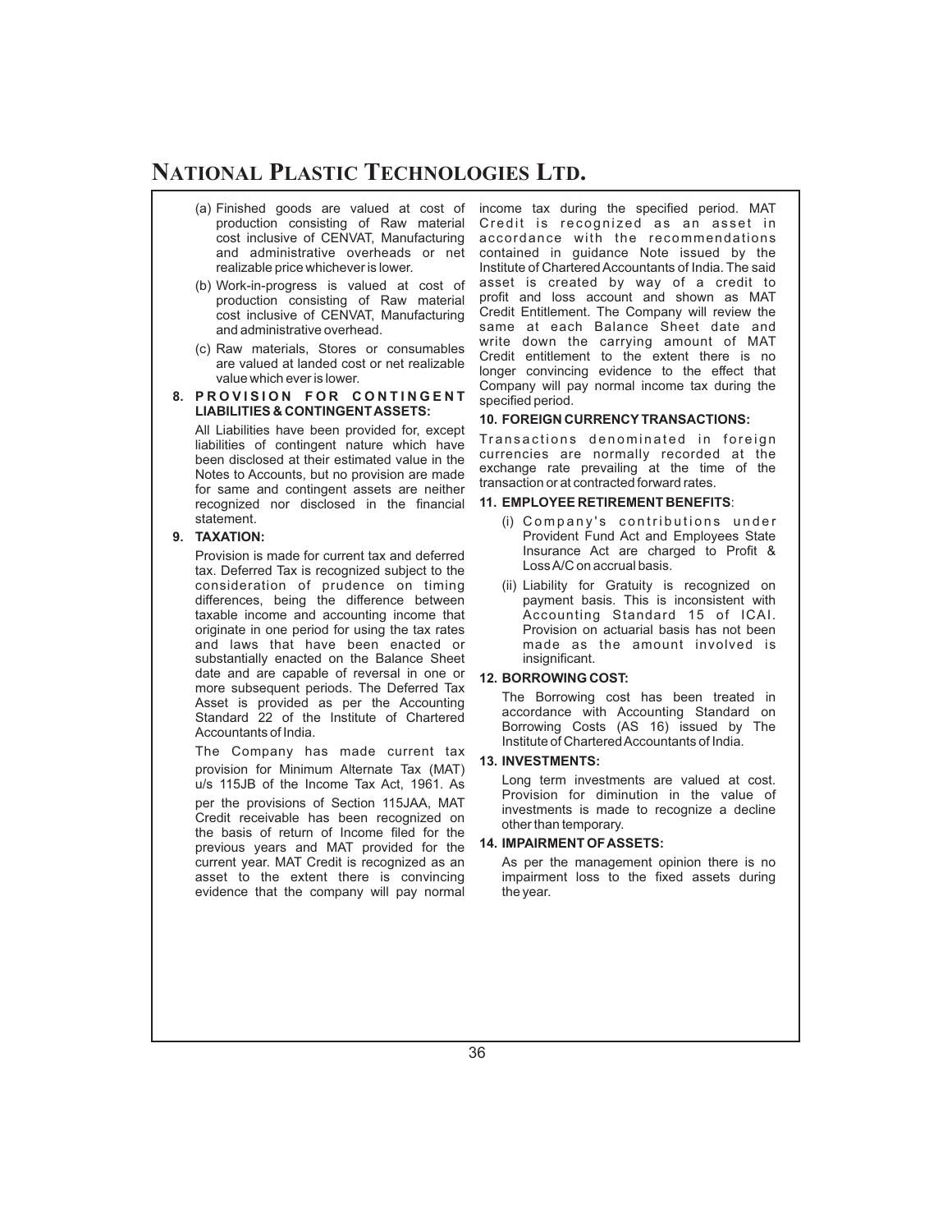(a) Finished goods are valued at cost of production consisting of Raw material cost inclusive of CENVAT, Manufacturing and administrative overheads or net realizable price whichever is lower.

(b) Work-in-progress is valued at cost of production consisting of Raw material cost inclusive of CENVAT, Manufacturing and administrative overhead.

(c) Raw materials, Stores or consumables are valued at landed cost or net realizable value which ever is lower.

**8. PROVISION FOR CONTINGENT LIABILITIES & CONTINGENT ASSETS:**

All Liabilities have been provided for, except liabilities of contingent nature which have been disclosed at their estimated value in the Notes to Accounts, but no provision are made for same and contingent assets are neither recognized nor disclosed in the financial statement.

**9. TAXATION:**

Provision is made for current tax and deferred tax. Deferred Tax is recognized subject to the consideration of prudence on timing differences, being the difference between taxable income and accounting income that originate in one period for using the tax rates and laws that have been enacted or substantially enacted on the Balance Sheet date and are capable of reversal in one or more subsequent periods. The Deferred Tax Asset is provided as per the Accounting Standard 22 of the Institute of Chartered Accountants of India.

The Company has made current tax provision for Minimum Alternate Tax (MAT) u/s 115JB of the Income Tax Act, 1961. As per the provisions of Section 115JAA, MAT Credit receivable has been recognized on the basis of return of Income filed for the previous years and MAT provided for the current year. MAT Credit is recognized as an asset to the extent there is convincing evidence that the company will pay normal income tax during the specified period. MAT Credit is recognized as an asset in accordance with the recommendations contained in guidance Note issued by the Institute of Chartered Accountants of India. The said asset is created by way of a credit to profit and loss account and shown as MAT Credit Entitlement. The Company will review the same at each Balance Sheet date and write down the carrying amount of MAT Credit entitlement to the extent there is no longer convincing evidence to the effect that Company will pay normal income tax during the specified period.

**10. FOREIGN CURRENCY TRANSACTIONS:**

Transactions denominated in foreign currencies are normally recorded at the exchange rate prevailing at the time of the transaction or at contracted forward rates.

**11. EMPLOYEE RETIREMENT BENEFITS:**

(i) Company's contributions under Provident Fund Act and Employees State Insurance Act are charged to Profit & Loss A/C on accrual basis.

(ii) Liability for Gratuity is recognized on payment basis. This is inconsistent with Accounting Standard 15 of ICAI. Provision on actuarial basis has not been made as the amount involved is insignificant.

**12. BORROWING COST:**

The Borrowing cost has been treated in accordance with Accounting Standard on Borrowing Costs (AS 16) issued by The Institute of Chartered Accountants of India.

**13. INVESTMENTS:**

Long term investments are valued at cost. Provision for diminution in the value of investments is made to recognize a decline other than temporary.

**14. IMPAIRMENT OF ASSETS:**

As per the management opinion there is no impairment loss to the fixed assets during the year.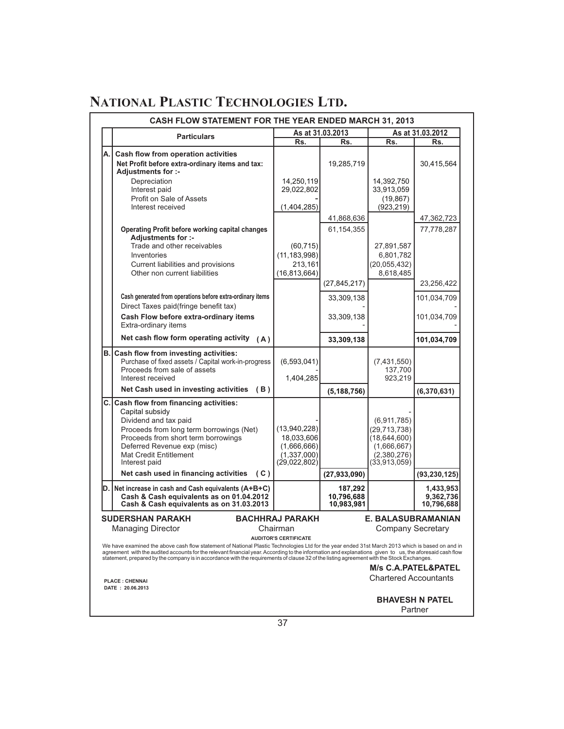# NATIONAL PLASTIC TECHNOLOGIES LTD.

## CASH FLOW STATEMENT FOR THE YEAR ENDED MARCH 31, 2013

| | Particulars | As at 31.03.2013 | | As at 31.03.2012 | |
|---|---|---|---|---|---|
| | | Rs. | Rs. | Rs. | Rs. |
| A. | **Cash flow from operation activities** | | | | |
| | **Net Profit before extra-ordinary items and tax:** | | 19,285,719 | | 30,415,564 |
| | **Adjustments for :-** | | | | |
| | Depreciation | 14,250,119 | | 14,392,750 | |
| | Interest paid | 29,022,802 | | 33,913,059 | |
| | Profit on Sale of Assets | - | | (19,867) | |
| | Interest received | (1,404,285) | | (923,219) | |
| | | | 41,868,636 | | 47,362,723 |
| | **Operating Profit before working capital changes** | | 61,154,355 | | 77,778,287 |
| | **Adjustments for :-** | | | | |
| | Trade and other receivables | (60,715) | | 27,891,587 | |
| | Inventories | (11,183,998) | | 6,801,782 | |
| | Current liabilities and provisions | 213,161 | | (20,055,432) | |
| | Other non current liabilities | (16,813,664) | | 8,618,485 | |
| | | | (27,845,217) | | 23,256,422 |
| | **Cash generated from operations before extra-ordinary items** | | 33,309,138 | | 101,034,709 |
| | Direct Taxes paid(fringe benefit tax) | | - | | - |
| | **Cash Flow before extra-ordinary items** | | 33,309,138 | | 101,034,709 |
| | Extra-ordinary items | | - | | - |
| | **Net cash flow form operating activity (A)** | | **33,309,138** | | **101,034,709** |
| B. | **Cash flow from investing activities:** | | | | |
| | Purchase of fixed assets / Capital work-in-progress | (6,593,041) | | (7,431,550) | |
| | Proceeds from sale of assets | - | | 137,700 | |
| | Interest received | 1,404,285 | | 923,219 | |
| | **Net Cash used in investing activities (B)** | | **(5,188,756)** | | **(6,370,631)** |
| C. | **Cash flow from financing activities:** | | | | |
| | Capital subsidy | | | - | |
| | Dividend and tax paid | - | | (6,911,785) | |
| | Proceeds from long term borrowings (Net) | (13,940,228) | | (29,713,738) | |
| | Proceeds from short term borrowings | 18,033,606 | | (18,644,600) | |
| | Deferred Revenue exp (misc) | (1,666,666) | | (1,666,667) | |
| | Mat Credit Entitlement | (1,337,000) | | (2,380,276) | |
| | Interest paid | (29,022,802) | | (33,913,059) | |
| | **Net cash used in financing activities (C)** | | **(27,933,090)** | | **(93,230,125)** |
| D. | **Net increase in cash and Cash equivalents (A+B+C)** | | **187,292** | | **1,433,953** |
| | **Cash & Cash equivalents as on 01.04.2012** | | **10,796,688** | | **9,362,736** |
| | **Cash & Cash equivalents as on 31.03.2013** | | **10,983,981** | | **10,796,688** |

**SUDERSHAN PARAKH**
Managing Director

**BACHHRAJ PARAKH**
Chairman

**E. BALASUBRAMANIAN**
Company Secretary

**AUDITOR'S CERTIFICATE**

We have examined the above cash flow statement of National Plastic Technologies Ltd for the year ended 31st March 2013 which is based on and in agreement with the audited accounts for the relevant financial year. According to the information and explanations given to us, the aforesaid cash flow statement, prepared by the company is in accordance with the requirements of clause 32 of the listing agreement with the Stock Exchanges.

**M/s C.A.PATEL&PATEL**
Chartered Accountants

**PLACE : CHENNAI**
**DATE : 20.06.2013**

**BHAVESH N PATEL**
Partner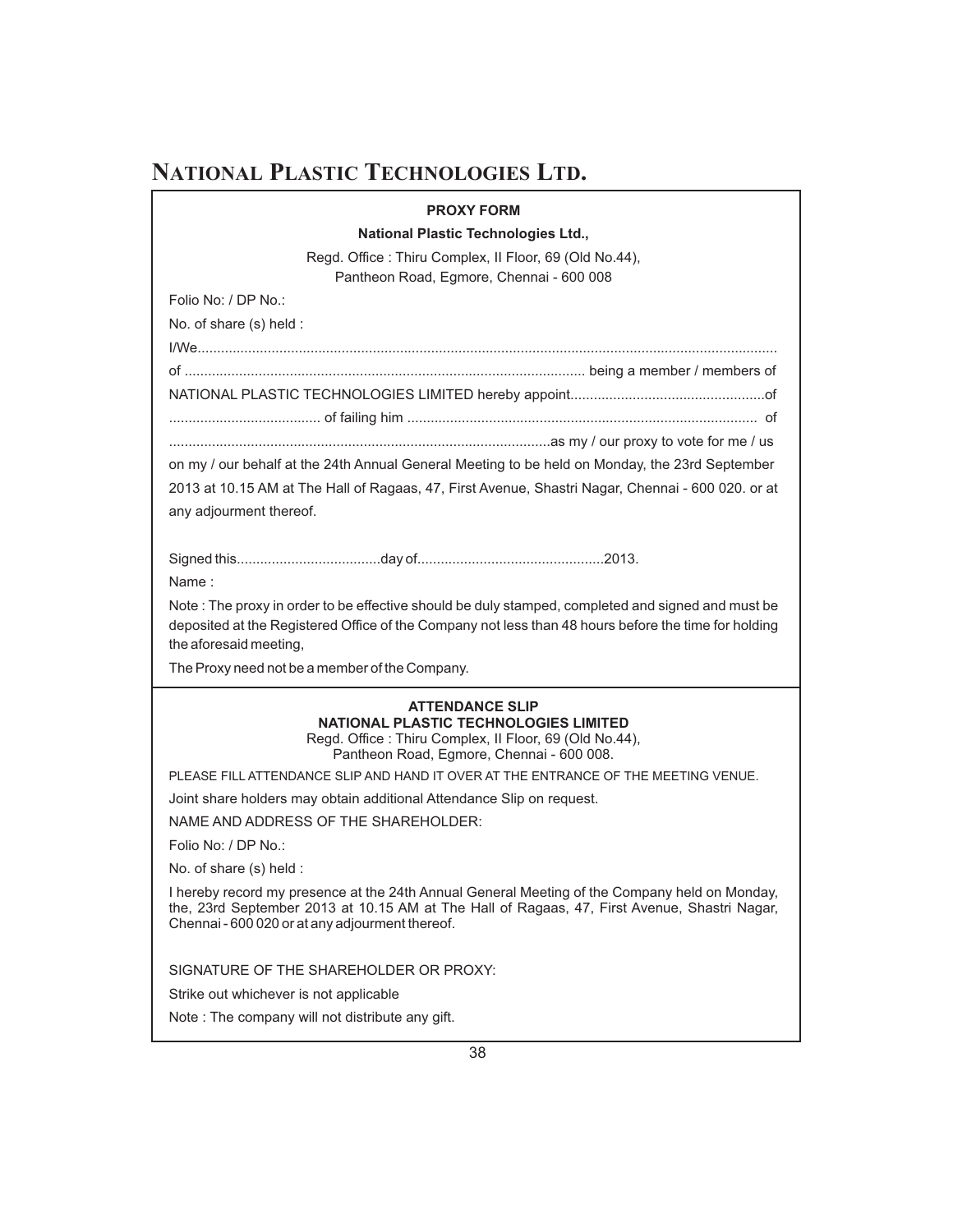# NATIONAL PLASTIC TECHNOLOGIES LTD.

**PROXY FORM**

**National Plastic Technologies Ltd.,**

Regd. Office : Thiru Complex, II Floor, 69 (Old No.44), Pantheon Road, Egmore, Chennai - 600 008

Folio No: / DP No.:

No. of share (s) held :

I/We....................................................................................................................................................

of ...................................................................................................... being a member / members of

NATIONAL PLASTIC TECHNOLOGIES LIMITED hereby appoint..................................................of

....................................... of failing him ......................................................................................... of

..................................................................................................as my / our proxy to vote for me / us on my / our behalf at the 24th Annual General Meeting to be held on Monday, the 23rd September 2013 at 10.15 AM at The Hall of Ragaas, 47, First Avenue, Shastri Nagar, Chennai - 600 020. or at any adjourment thereof.

Signed this.....................................day of................................................2013.

Name :

Note : The proxy in order to be effective should be duly stamped, completed and signed and must be deposited at the Registered Office of the Company not less than 48 hours before the time for holding the aforesaid meeting,

The Proxy need not be a member of the Company.

---

**ATTENDANCE SLIP**

**NATIONAL PLASTIC TECHNOLOGIES LIMITED**

Regd. Office : Thiru Complex, II Floor, 69 (Old No.44), Pantheon Road, Egmore, Chennai - 600 008.

PLEASE FILL ATTENDANCE SLIP AND HAND IT OVER AT THE ENTRANCE OF THE MEETING VENUE.

Joint share holders may obtain additional Attendance Slip on request.

NAME AND ADDRESS OF THE SHAREHOLDER:

Folio No: / DP No.:

No. of share (s) held :

I hereby record my presence at the 24th Annual General Meeting of the Company held on Monday, the, 23rd September 2013 at 10.15 AM at The Hall of Ragaas, 47, First Avenue, Shastri Nagar, Chennai - 600 020 or at any adjourment thereof.

SIGNATURE OF THE SHAREHOLDER OR PROXY:

Strike out whichever is not applicable

Note : The company will not distribute any gift.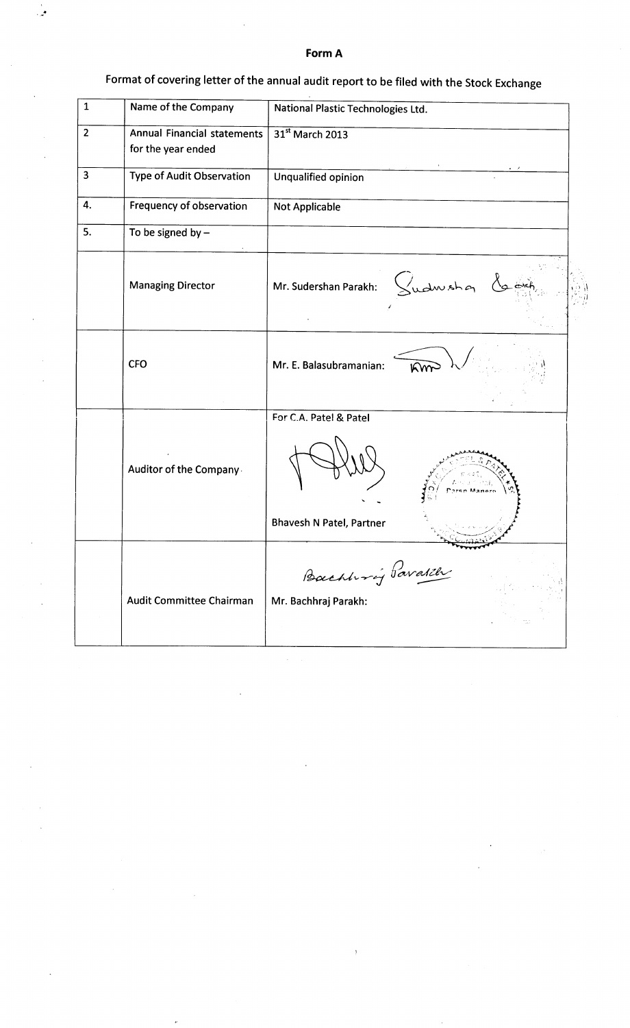# Form A

## Format of covering letter of the annual audit report to be filed with the Stock Exchange

| | | |
|---|---|---|
| 1 | Name of the Company | National Plastic Technologies Ltd. |
| 2 | Annual Financial statements for the year ended | 31st March 2013 |
| 3 | Type of Audit Observation | Unqualified opinion |
| 4. | Frequency of observation | Not Applicable |
| 5. | To be signed by – | |
| | Managing Director | Mr. Sudershan Parakh: |
| | CFO | Mr. E. Balasubramanian: |
| | Auditor of the Company | For C.A. Patel & Patel<br><br>Bhavesh N Patel, Partner |
| | Audit Committee Chairman | Mr. Bachhraj Parakh: |